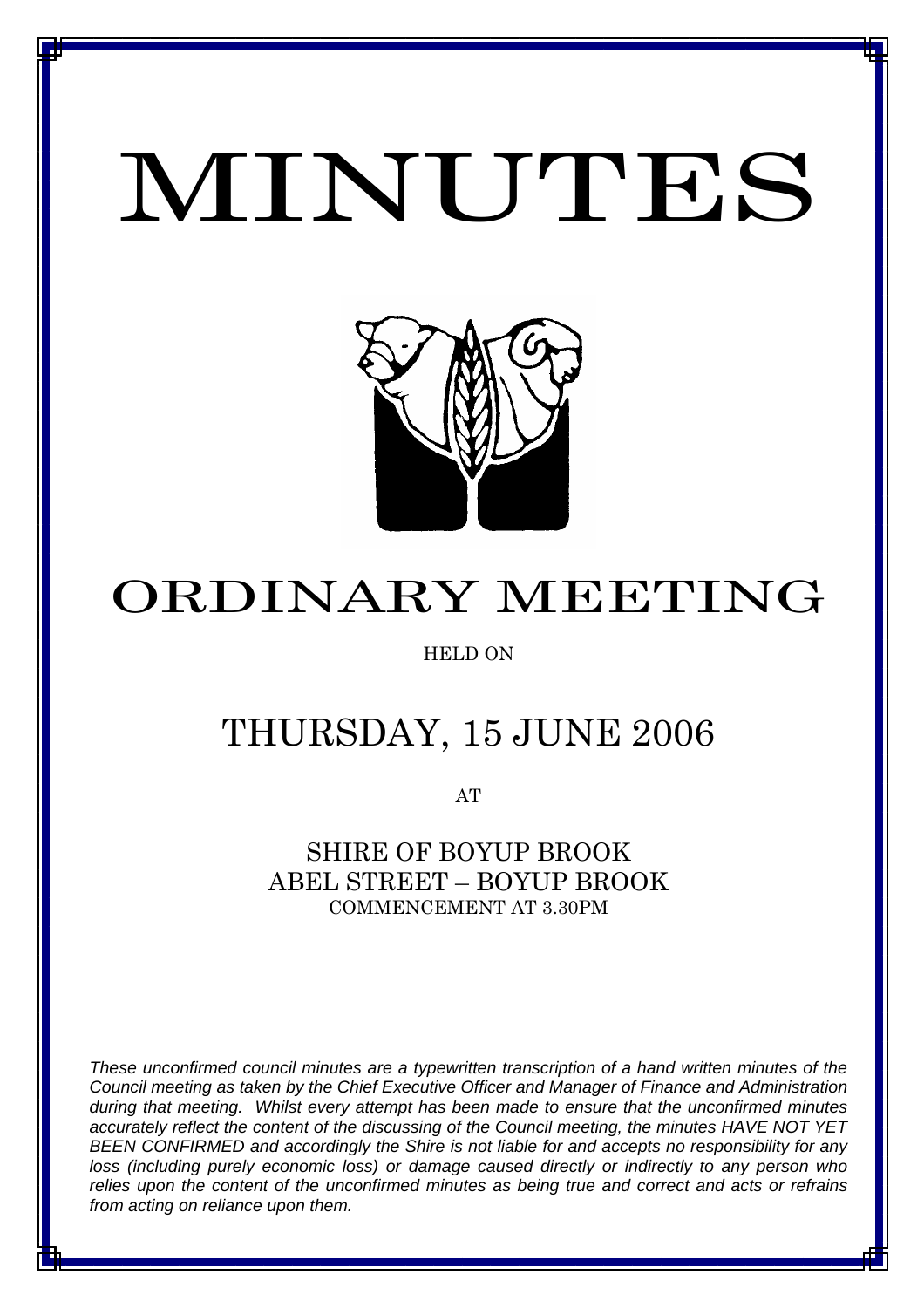# MINUTES

# ORDINARY MEETING

HELD ON

## THURSDAY, 15 JUNE 2006

AT

SHIRE OF BOYUP BROOK
ABEL STREET – BOYUP BROOK
COMMENCEMENT AT 3.30PM

*These unconfirmed council minutes are a typewritten transcription of a hand written minutes of the Council meeting as taken by the Chief Executive Officer and Manager of Finance and Administration during that meeting. Whilst every attempt has been made to ensure that the unconfirmed minutes accurately reflect the content of the discussing of the Council meeting, the minutes HAVE NOT YET BEEN CONFIRMED and accordingly the Shire is not liable for and accepts no responsibility for any loss (including purely economic loss) or damage caused directly or indirectly to any person who relies upon the content of the unconfirmed minutes as being true and correct and acts or refrains from acting on reliance upon them.*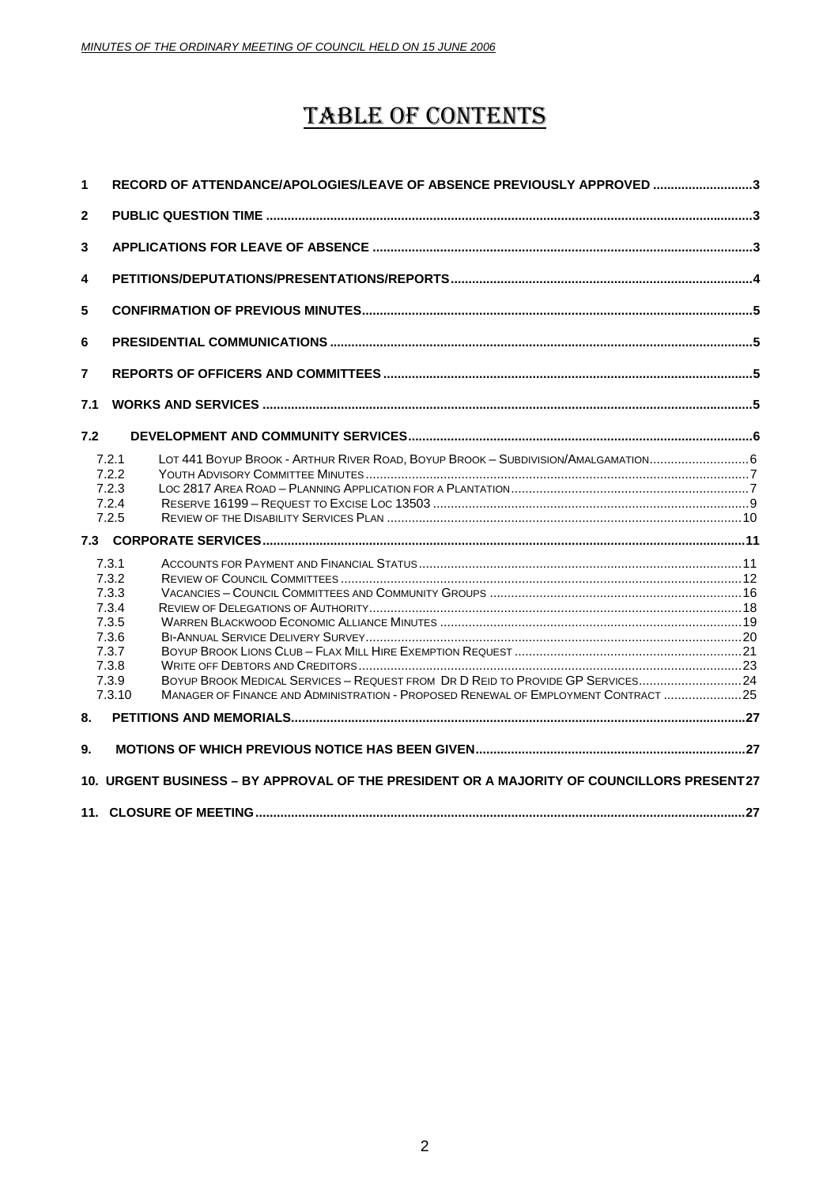# TABLE OF CONTENTS

| | | |
|---|---|---|
| 1 | RECORD OF ATTENDANCE/APOLOGIES/LEAVE OF ABSENCE PREVIOUSLY APPROVED | 3 |
| 2 | PUBLIC QUESTION TIME | 3 |
| 3 | APPLICATIONS FOR LEAVE OF ABSENCE | 3 |
| 4 | PETITIONS/DEPUTATIONS/PRESENTATIONS/REPORTS | 4 |
| 5 | CONFIRMATION OF PREVIOUS MINUTES | 5 |
| 6 | PRESIDENTIAL COMMUNICATIONS | 5 |
| 7 | REPORTS OF OFFICERS AND COMMITTEES | 5 |
| 7.1 | WORKS AND SERVICES | 5 |
| 7.2 | DEVELOPMENT AND COMMUNITY SERVICES | 6 |
| 7.2.1 | Lot 441 Boyup Brook - Arthur River Road, Boyup Brook – Subdivision/Amalgamation | 6 |
| 7.2.2 | Youth Advisory Committee Minutes | 7 |
| 7.2.3 | Loc 2817 Area Road – Planning Application for a Plantation | 7 |
| 7.2.4 | Reserve 16199 – Request to Excise Loc 13503 | 9 |
| 7.2.5 | Review of the Disability Services Plan | 10 |
| 7.3 | CORPORATE SERVICES | 11 |
| 7.3.1 | Accounts for Payment and Financial Status | 11 |
| 7.3.2 | Review of Council Committees | 12 |
| 7.3.3 | Vacancies – Council Committees and Community Groups | 16 |
| 7.3.4 | Review of Delegations of Authority | 18 |
| 7.3.5 | Warren Blackwood Economic Alliance Minutes | 19 |
| 7.3.6 | Bi-Annual Service Delivery Survey | 20 |
| 7.3.7 | Boyup Brook Lions Club – Flax Mill Hire Exemption Request | 21 |
| 7.3.8 | Write off Debtors and Creditors | 23 |
| 7.3.9 | Boyup Brook Medical Services – Request from Dr D Reid to Provide GP Services | 24 |
| 7.3.10 | Manager of Finance and Administration - Proposed Renewal of Employment Contract | 25 |
| 8. | PETITIONS AND MEMORIALS | 27 |
| 9. | MOTIONS OF WHICH PREVIOUS NOTICE HAS BEEN GIVEN | 27 |
| 10. | URGENT BUSINESS – BY APPROVAL OF THE PRESIDENT OR A MAJORITY OF COUNCILLORS PRESENT | 27 |
| 11. | CLOSURE OF MEETING | 27 |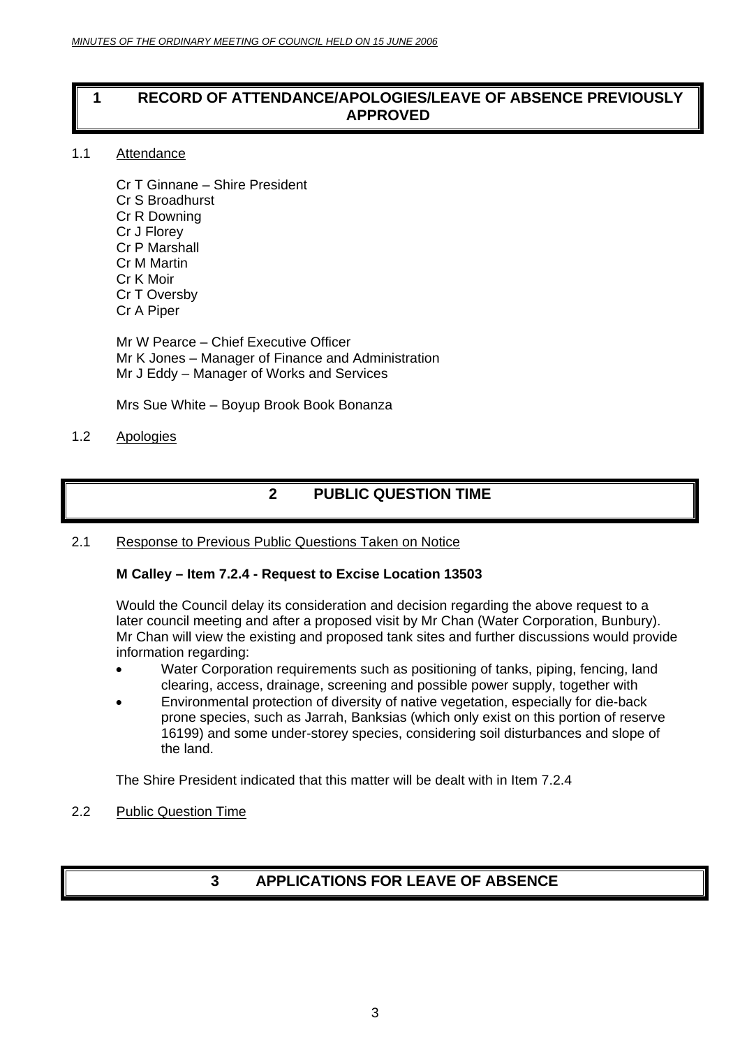# 1 RECORD OF ATTENDANCE/APOLOGIES/LEAVE OF ABSENCE PREVIOUSLY APPROVED

1.1 Attendance

Cr T Ginnane – Shire President
Cr S Broadhurst
Cr R Downing
Cr J Florey
Cr P Marshall
Cr M Martin
Cr K Moir
Cr T Oversby
Cr A Piper

Mr W Pearce – Chief Executive Officer
Mr K Jones – Manager of Finance and Administration
Mr J Eddy – Manager of Works and Services

Mrs Sue White – Boyup Brook Book Bonanza

1.2 Apologies

# 2 PUBLIC QUESTION TIME

2.1 Response to Previous Public Questions Taken on Notice

**M Calley – Item 7.2.4 - Request to Excise Location 13503**

Would the Council delay its consideration and decision regarding the above request to a later council meeting and after a proposed visit by Mr Chan (Water Corporation, Bunbury). Mr Chan will view the existing and proposed tank sites and further discussions would provide information regarding:

- Water Corporation requirements such as positioning of tanks, piping, fencing, land clearing, access, drainage, screening and possible power supply, together with
- Environmental protection of diversity of native vegetation, especially for die-back prone species, such as Jarrah, Banksias (which only exist on this portion of reserve 16199) and some under-storey species, considering soil disturbances and slope of the land.

The Shire President indicated that this matter will be dealt with in Item 7.2.4

2.2 Public Question Time

# 3 APPLICATIONS FOR LEAVE OF ABSENCE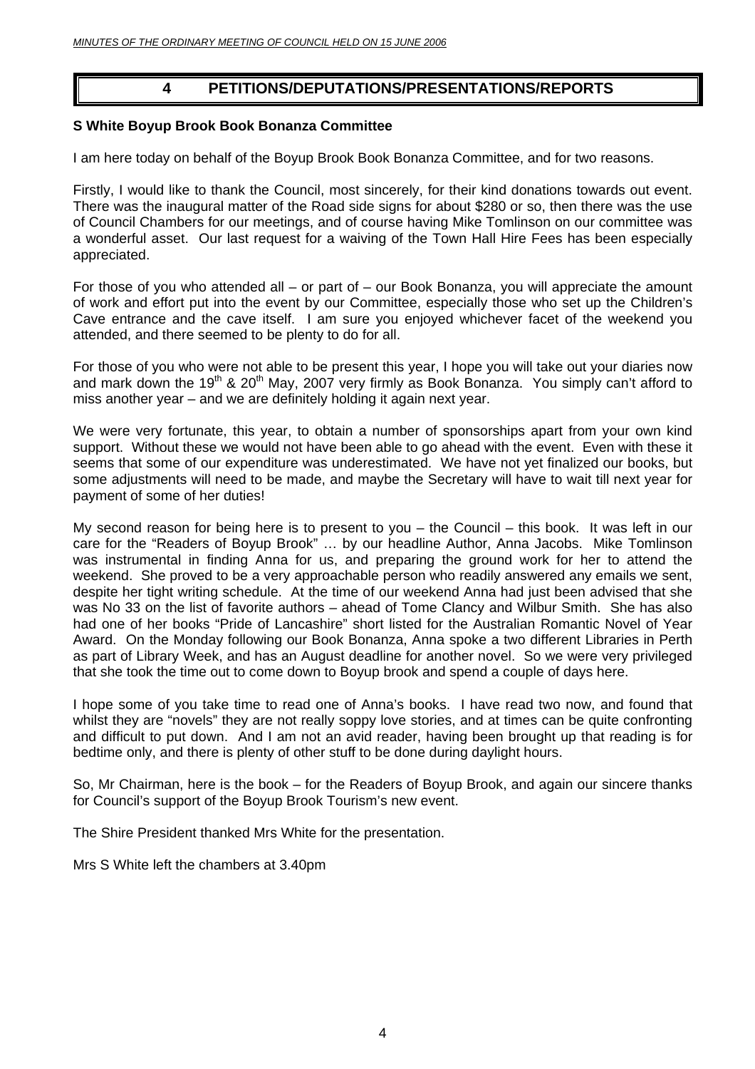# 4 PETITIONS/DEPUTATIONS/PRESENTATIONS/REPORTS

**S White Boyup Brook Book Bonanza Committee**

I am here today on behalf of the Boyup Brook Book Bonanza Committee, and for two reasons.

Firstly, I would like to thank the Council, most sincerely, for their kind donations towards out event. There was the inaugural matter of the Road side signs for about $280 or so, then there was the use of Council Chambers for our meetings, and of course having Mike Tomlinson on our committee was a wonderful asset. Our last request for a waiving of the Town Hall Hire Fees has been especially appreciated.

For those of you who attended all – or part of – our Book Bonanza, you will appreciate the amount of work and effort put into the event by our Committee, especially those who set up the Children's Cave entrance and the cave itself. I am sure you enjoyed whichever facet of the weekend you attended, and there seemed to be plenty to do for all.

For those of you who were not able to be present this year, I hope you will take out your diaries now and mark down the 19th & 20th May, 2007 very firmly as Book Bonanza. You simply can't afford to miss another year – and we are definitely holding it again next year.

We were very fortunate, this year, to obtain a number of sponsorships apart from your own kind support. Without these we would not have been able to go ahead with the event. Even with these it seems that some of our expenditure was underestimated. We have not yet finalized our books, but some adjustments will need to be made, and maybe the Secretary will have to wait till next year for payment of some of her duties!

My second reason for being here is to present to you – the Council – this book. It was left in our care for the "Readers of Boyup Brook" … by our headline Author, Anna Jacobs. Mike Tomlinson was instrumental in finding Anna for us, and preparing the ground work for her to attend the weekend. She proved to be a very approachable person who readily answered any emails we sent, despite her tight writing schedule. At the time of our weekend Anna had just been advised that she was No 33 on the list of favorite authors – ahead of Tome Clancy and Wilbur Smith. She has also had one of her books "Pride of Lancashire" short listed for the Australian Romantic Novel of Year Award. On the Monday following our Book Bonanza, Anna spoke a two different Libraries in Perth as part of Library Week, and has an August deadline for another novel. So we were very privileged that she took the time out to come down to Boyup brook and spend a couple of days here.

I hope some of you take time to read one of Anna's books. I have read two now, and found that whilst they are "novels" they are not really soppy love stories, and at times can be quite confronting and difficult to put down. And I am not an avid reader, having been brought up that reading is for bedtime only, and there is plenty of other stuff to be done during daylight hours.

So, Mr Chairman, here is the book – for the Readers of Boyup Brook, and again our sincere thanks for Council's support of the Boyup Brook Tourism's new event.

The Shire President thanked Mrs White for the presentation.

Mrs S White left the chambers at 3.40pm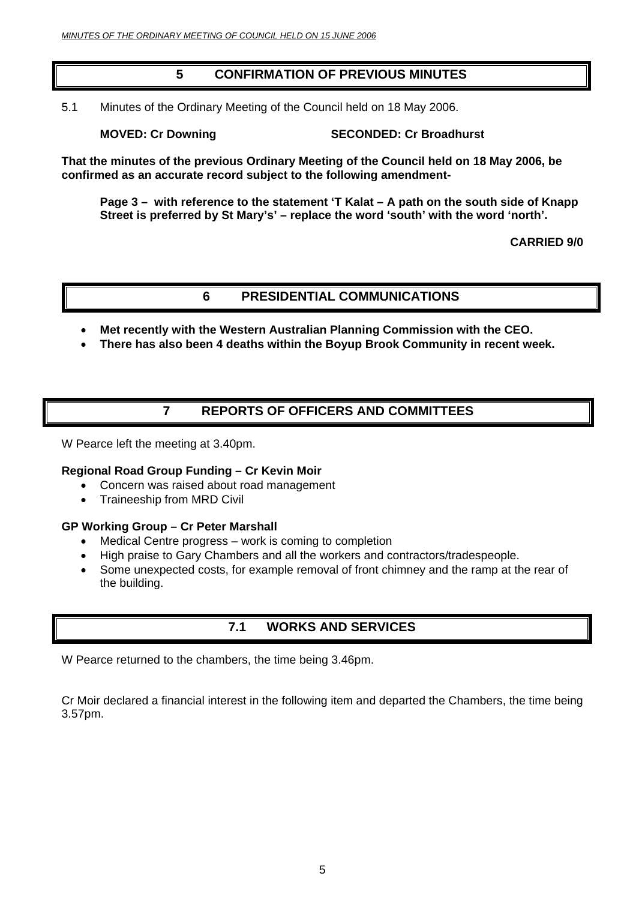## 5 CONFIRMATION OF PREVIOUS MINUTES

5.1 Minutes of the Ordinary Meeting of the Council held on 18 May 2006.

**MOVED: Cr Downing** **SECONDED: Cr Broadhurst**

**That the minutes of the previous Ordinary Meeting of the Council held on 18 May 2006, be confirmed as an accurate record subject to the following amendment-**

**Page 3 – with reference to the statement 'T Kalat – A path on the south side of Knapp Street is preferred by St Mary's' – replace the word 'south' with the word 'north'.**

**CARRIED 9/0**

## 6 PRESIDENTIAL COMMUNICATIONS

- **Met recently with the Western Australian Planning Commission with the CEO.**
- **There has also been 4 deaths within the Boyup Brook Community in recent week.**

## 7 REPORTS OF OFFICERS AND COMMITTEES

W Pearce left the meeting at 3.40pm.

**Regional Road Group Funding – Cr Kevin Moir**

- Concern was raised about road management
- Traineeship from MRD Civil

**GP Working Group – Cr Peter Marshall**

- Medical Centre progress – work is coming to completion
- High praise to Gary Chambers and all the workers and contractors/tradespeople.
- Some unexpected costs, for example removal of front chimney and the ramp at the rear of the building.

## 7.1 WORKS AND SERVICES

W Pearce returned to the chambers, the time being 3.46pm.

Cr Moir declared a financial interest in the following item and departed the Chambers, the time being 3.57pm.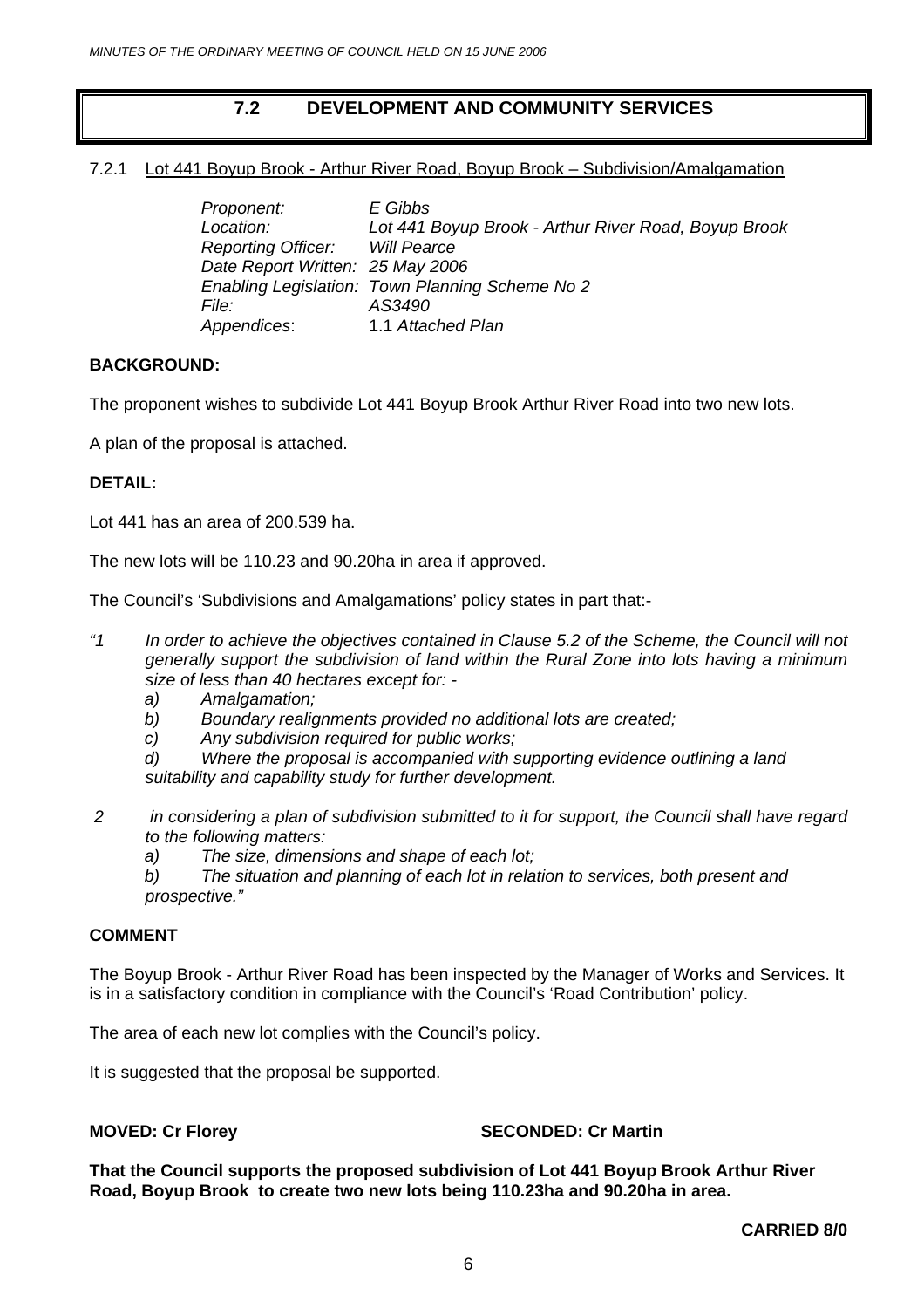## 7.2 DEVELOPMENT AND COMMUNITY SERVICES

7.2.1 Lot 441 Boyup Brook - Arthur River Road, Boyup Brook – Subdivision/Amalgamation

*Proponent:* *E Gibbs*
*Location:* *Lot 441 Boyup Brook - Arthur River Road, Boyup Brook*
*Reporting Officer:* *Will Pearce*
*Date Report Written:* *25 May 2006*
*Enabling Legislation:* *Town Planning Scheme No 2*
*File:* *AS3490*
*Appendices*: 1.1 *Attached Plan*

**BACKGROUND:**

The proponent wishes to subdivide Lot 441 Boyup Brook Arthur River Road into two new lots.

A plan of the proposal is attached.

**DETAIL:**

Lot 441 has an area of 200.539 ha.

The new lots will be 110.23 and 90.20ha in area if approved.

The Council's 'Subdivisions and Amalgamations' policy states in part that:-

*"1 In order to achieve the objectives contained in Clause 5.2 of the Scheme, the Council will not generally support the subdivision of land within the Rural Zone into lots having a minimum size of less than 40 hectares except for: -*
*a) Amalgamation;*
*b) Boundary realignments provided no additional lots are created;*
*c) Any subdivision required for public works;*
*d) Where the proposal is accompanied with supporting evidence outlining a land suitability and capability study for further development.*

*2 in considering a plan of subdivision submitted to it for support, the Council shall have regard to the following matters:*
*a) The size, dimensions and shape of each lot;*
*b) The situation and planning of each lot in relation to services, both present and prospective."*

**COMMENT**

The Boyup Brook - Arthur River Road has been inspected by the Manager of Works and Services. It is in a satisfactory condition in compliance with the Council's 'Road Contribution' policy.

The area of each new lot complies with the Council's policy.

It is suggested that the proposal be supported.

**MOVED: Cr Florey** **SECONDED: Cr Martin**

**That the Council supports the proposed subdivision of Lot 441 Boyup Brook Arthur River Road, Boyup Brook to create two new lots being 110.23ha and 90.20ha in area.**

**CARRIED 8/0**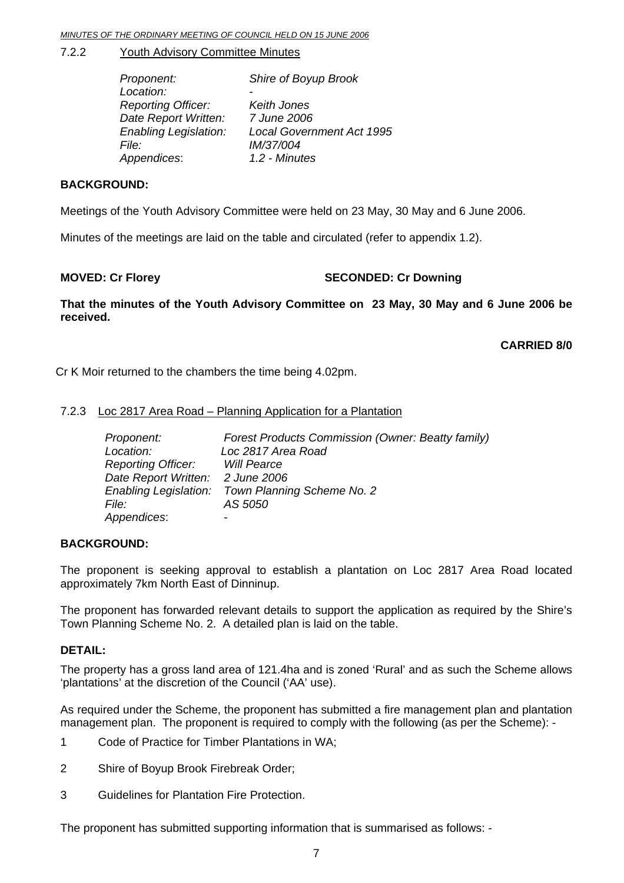7.2.2 Youth Advisory Committee Minutes

| | |
|---|---|
| *Proponent:* | *Shire of Boyup Brook* |
| *Location:* | - |
| *Reporting Officer:* | *Keith Jones* |
| *Date Report Written:* | *7 June 2006* |
| *Enabling Legislation:* | *Local Government Act 1995* |
| *File:* | *IM/37/004* |
| *Appendices*: | *1.2 - Minutes* |

**BACKGROUND:**

Meetings of the Youth Advisory Committee were held on 23 May, 30 May and 6 June 2006.

Minutes of the meetings are laid on the table and circulated (refer to appendix 1.2).

**MOVED: Cr Florey** **SECONDED: Cr Downing**

**That the minutes of the Youth Advisory Committee on 23 May, 30 May and 6 June 2006 be received.**

**CARRIED 8/0**

Cr K Moir returned to the chambers the time being 4.02pm.

7.2.3 Loc 2817 Area Road – Planning Application for a Plantation

| | |
|---|---|
| *Proponent:* | *Forest Products Commission (Owner: Beatty family)* |
| *Location:* | *Loc 2817 Area Road* |
| *Reporting Officer:* | *Will Pearce* |
| *Date Report Written:* | *2 June 2006* |
| *Enabling Legislation:* | *Town Planning Scheme No. 2* |
| *File:* | *AS 5050* |
| *Appendices*: | - |

**BACKGROUND:**

The proponent is seeking approval to establish a plantation on Loc 2817 Area Road located approximately 7km North East of Dinninup.

The proponent has forwarded relevant details to support the application as required by the Shire's Town Planning Scheme No. 2. A detailed plan is laid on the table.

**DETAIL:**

The property has a gross land area of 121.4ha and is zoned 'Rural' and as such the Scheme allows 'plantations' at the discretion of the Council ('AA' use).

As required under the Scheme, the proponent has submitted a fire management plan and plantation management plan. The proponent is required to comply with the following (as per the Scheme): -

1 Code of Practice for Timber Plantations in WA;

2 Shire of Boyup Brook Firebreak Order;

3 Guidelines for Plantation Fire Protection.

The proponent has submitted supporting information that is summarised as follows: -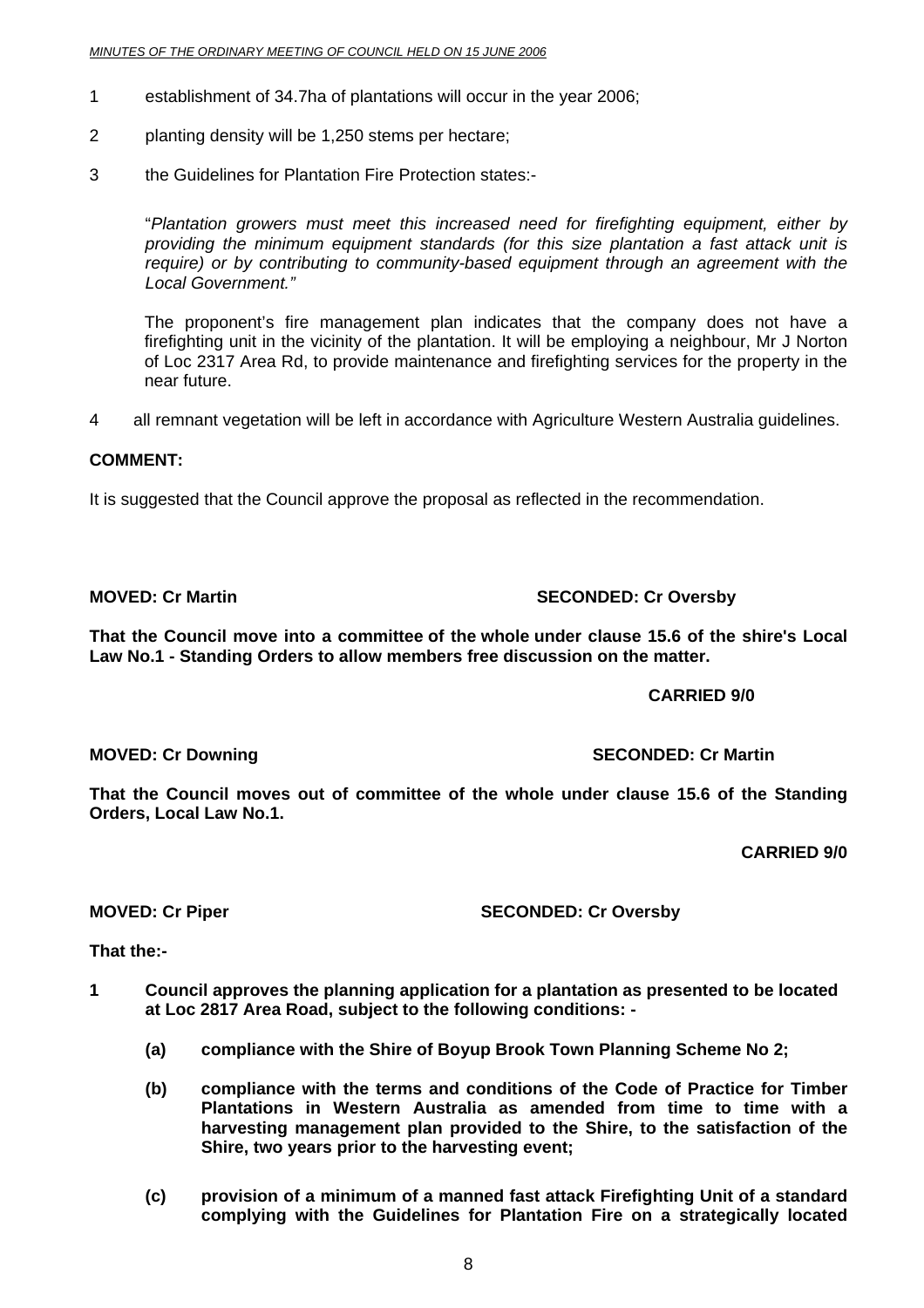1 establishment of 34.7ha of plantations will occur in the year 2006;

2 planting density will be 1,250 stems per hectare;

3 the Guidelines for Plantation Fire Protection states:-

"*Plantation growers must meet this increased need for firefighting equipment, either by providing the minimum equipment standards (for this size plantation a fast attack unit is require) or by contributing to community-based equipment through an agreement with the Local Government.*"

The proponent's fire management plan indicates that the company does not have a firefighting unit in the vicinity of the plantation. It will be employing a neighbour, Mr J Norton of Loc 2317 Area Rd, to provide maintenance and firefighting services for the property in the near future.

4 all remnant vegetation will be left in accordance with Agriculture Western Australia guidelines.

**COMMENT:**

It is suggested that the Council approve the proposal as reflected in the recommendation.

**MOVED: Cr Martin** **SECONDED: Cr Oversby**

**That the Council move into a committee of the whole under clause 15.6 of the shire's Local Law No.1 - Standing Orders to allow members free discussion on the matter.**

**CARRIED 9/0**

**MOVED: Cr Downing** **SECONDED: Cr Martin**

**That the Council moves out of committee of the whole under clause 15.6 of the Standing Orders, Local Law No.1.**

**CARRIED 9/0**

**MOVED: Cr Piper** **SECONDED: Cr Oversby**

**That the:-**

**1 Council approves the planning application for a plantation as presented to be located at Loc 2817 Area Road, subject to the following conditions: -**

**(a) compliance with the Shire of Boyup Brook Town Planning Scheme No 2;**

**(b) compliance with the terms and conditions of the Code of Practice for Timber Plantations in Western Australia as amended from time to time with a harvesting management plan provided to the Shire, to the satisfaction of the Shire, two years prior to the harvesting event;**

**(c) provision of a minimum of a manned fast attack Firefighting Unit of a standard complying with the Guidelines for Plantation Fire on a strategically located**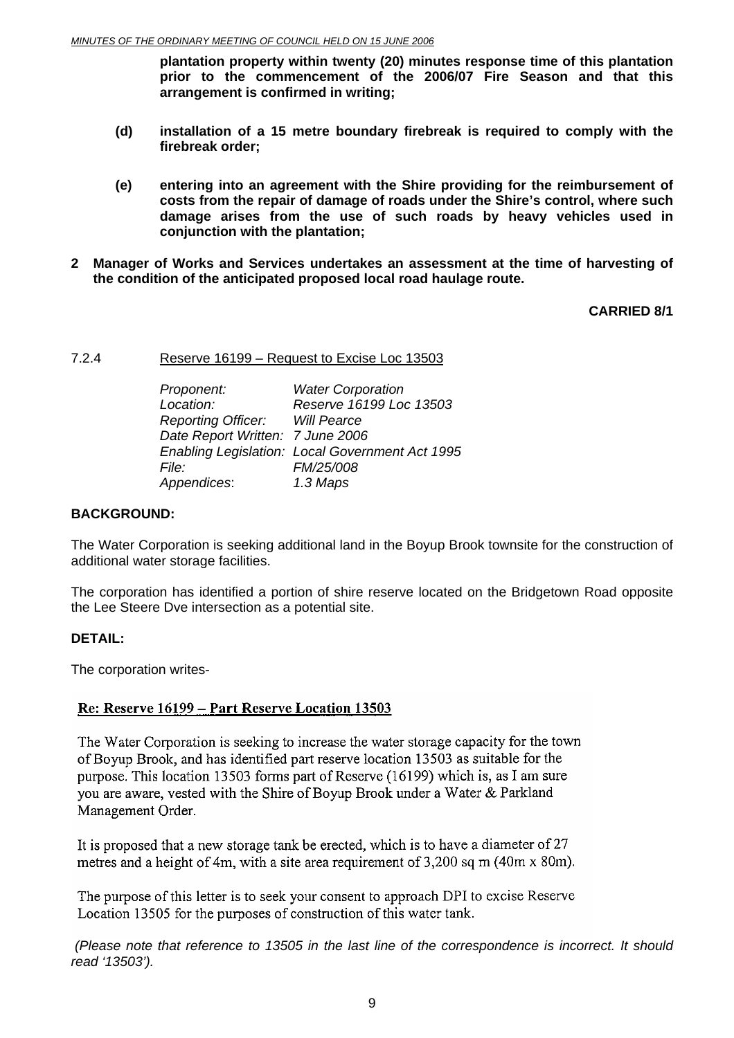**plantation property within twenty (20) minutes response time of this plantation prior to the commencement of the 2006/07 Fire Season and that this arrangement is confirmed in writing;**

**(d) installation of a 15 metre boundary firebreak is required to comply with the firebreak order;**

**(e) entering into an agreement with the Shire providing for the reimbursement of costs from the repair of damage of roads under the Shire's control, where such damage arises from the use of such roads by heavy vehicles used in conjunction with the plantation;**

**2 Manager of Works and Services undertakes an assessment at the time of harvesting of the condition of the anticipated proposed local road haulage route.**

**CARRIED 8/1**

7.2.4 Reserve 16199 – Request to Excise Loc 13503

| | |
|---|---|
| *Proponent:* | *Water Corporation* |
| *Location:* | *Reserve 16199 Loc 13503* |
| *Reporting Officer:* | *Will Pearce* |
| *Date Report Written:* | *7 June 2006* |
| *Enabling Legislation:* | *Local Government Act 1995* |
| *File:* | *FM/25/008* |
| *Appendices:* | *1.3 Maps* |

**BACKGROUND:**

The Water Corporation is seeking additional land in the Boyup Brook townsite for the construction of additional water storage facilities.

The corporation has identified a portion of shire reserve located on the Bridgetown Road opposite the Lee Steere Dve intersection as a potential site.

**DETAIL:**

The corporation writes-

**Re: Reserve 16199 – Part Reserve Location 13503**

The Water Corporation is seeking to increase the water storage capacity for the town of Boyup Brook, and has identified part reserve location 13503 as suitable for the purpose. This location 13503 forms part of Reserve (16199) which is, as I am sure you are aware, vested with the Shire of Boyup Brook under a Water & Parkland Management Order.

It is proposed that a new storage tank be erected, which is to have a diameter of 27 metres and a height of 4m, with a site area requirement of 3,200 sq m (40m x 80m).

The purpose of this letter is to seek your consent to approach DPI to excise Reserve Location 13505 for the purposes of construction of this water tank.

*(Please note that reference to 13505 in the last line of the correspondence is incorrect. It should read '13503').*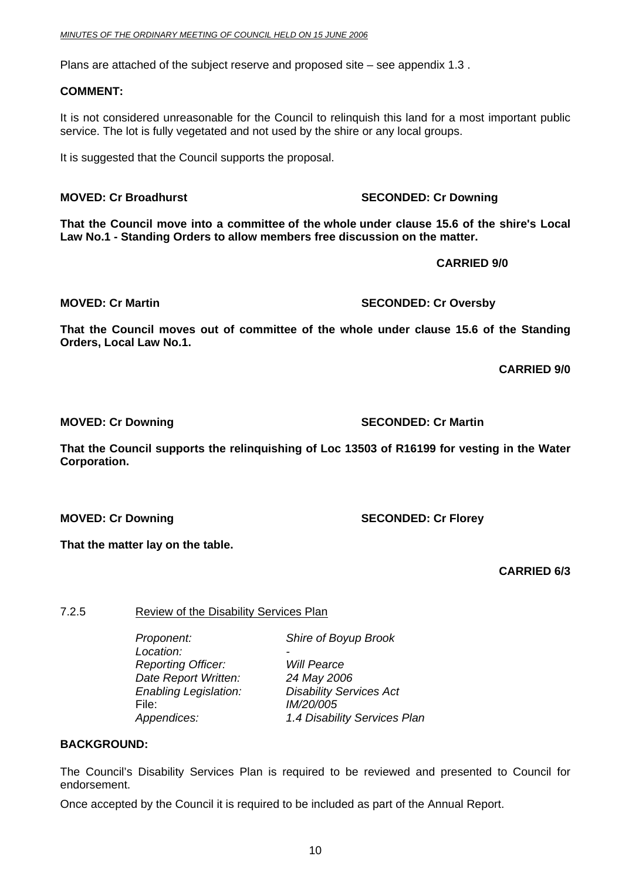Plans are attached of the subject reserve and proposed site – see appendix 1.3 .

**COMMENT:**

It is not considered unreasonable for the Council to relinquish this land for a most important public service. The lot is fully vegetated and not used by the shire or any local groups.

It is suggested that the Council supports the proposal.

**MOVED: Cr Broadhurst SECONDED: Cr Downing**

**That the Council move into a committee of the whole under clause 15.6 of the shire's Local Law No.1 - Standing Orders to allow members free discussion on the matter.**

**CARRIED 9/0**

**MOVED: Cr Martin SECONDED: Cr Oversby**

**That the Council moves out of committee of the whole under clause 15.6 of the Standing Orders, Local Law No.1.**

**CARRIED 9/0**

**MOVED: Cr Downing SECONDED: Cr Martin**

**That the Council supports the relinquishing of Loc 13503 of R16199 for vesting in the Water Corporation.**

**MOVED: Cr Downing SECONDED: Cr Florey**

**That the matter lay on the table.**

**CARRIED 6/3**

7.2.5 Review of the Disability Services Plan

| | |
|---|---|
| *Proponent:* | *Shire of Boyup Brook* |
| *Location:* | - |
| *Reporting Officer:* | *Will Pearce* |
| *Date Report Written:* | *24 May 2006* |
| *Enabling Legislation:* | *Disability Services Act* |
| File: | *IM/20/005* |
| *Appendices:* | *1.4 Disability Services Plan* |

**BACKGROUND:**

The Council's Disability Services Plan is required to be reviewed and presented to Council for endorsement.

Once accepted by the Council it is required to be included as part of the Annual Report.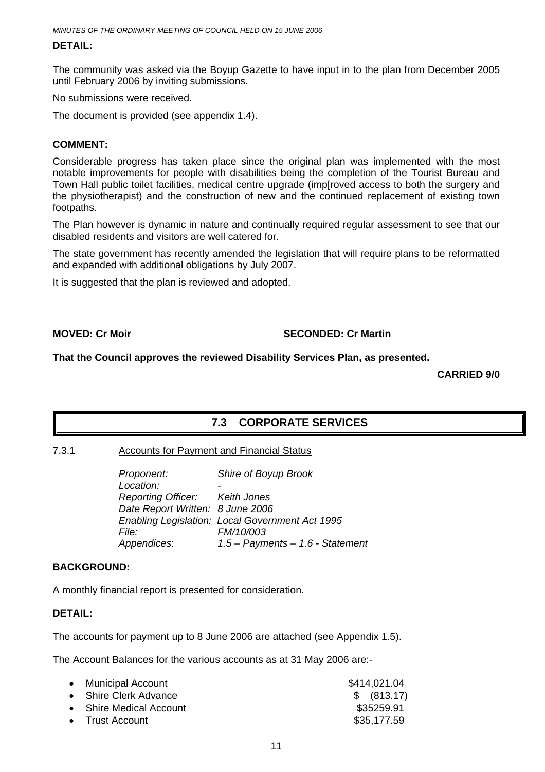**DETAIL:**

The community was asked via the Boyup Gazette to have input in to the plan from December 2005 until February 2006 by inviting submissions.

No submissions were received.

The document is provided (see appendix 1.4).

**COMMENT:**

Considerable progress has taken place since the original plan was implemented with the most notable improvements for people with disabilities being the completion of the Tourist Bureau and Town Hall public toilet facilities, medical centre upgrade (imp[roved access to both the surgery and the physiotherapist) and the construction of new and the continued replacement of existing town footpaths.

The Plan however is dynamic in nature and continually required regular assessment to see that our disabled residents and visitors are well catered for.

The state government has recently amended the legislation that will require plans to be reformatted and expanded with additional obligations by July 2007.

It is suggested that the plan is reviewed and adopted.

**MOVED: Cr Moir** **SECONDED: Cr Martin**

**That the Council approves the reviewed Disability Services Plan, as presented.**

**CARRIED 9/0**

## 7.3 CORPORATE SERVICES

7.3.1 Accounts for Payment and Financial Status

*Proponent:* *Shire of Boyup Brook*
*Location:* -
*Reporting Officer:* *Keith Jones*
*Date Report Written:* *8 June 2006*
*Enabling Legislation:* *Local Government Act 1995*
*File:* *FM/10/003*
*Appendices*: *1.5 – Payments – 1.6 - Statement*

**BACKGROUND:**

A monthly financial report is presented for consideration.

**DETAIL:**

The accounts for payment up to 8 June 2006 are attached (see Appendix 1.5).

The Account Balances for the various accounts as at 31 May 2006 are:-

| | |
|---|---|
| • Municipal Account | $414,021.04 |
| • Shire Clerk Advance | $ (813.17) |
| • Shire Medical Account | $35259.91 |
| • Trust Account | $35,177.59 |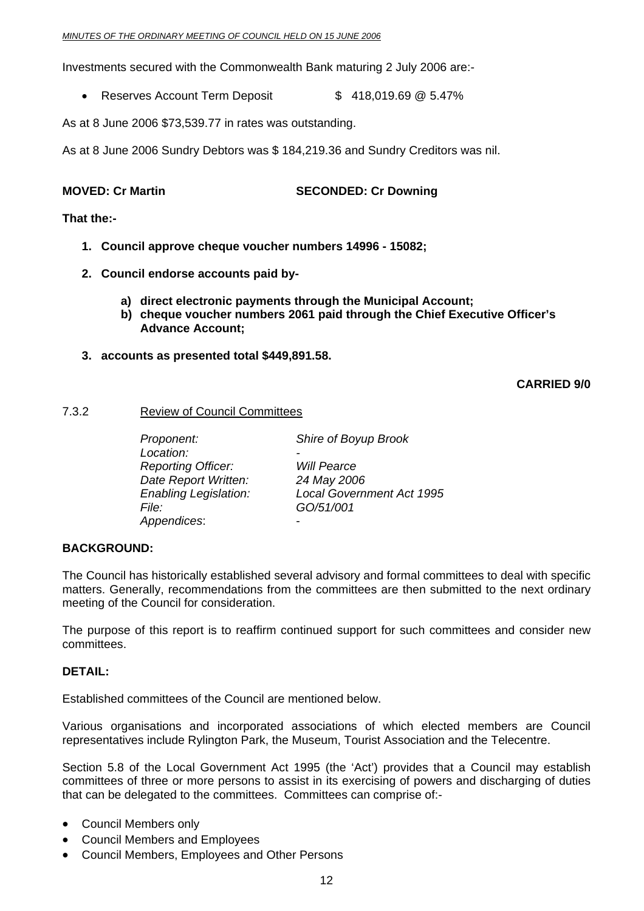Investments secured with the Commonwealth Bank maturing 2 July 2006 are:-

- Reserves Account Term Deposit $ 418,019.69 @ 5.47%

As at 8 June 2006 $73,539.77 in rates was outstanding.

As at 8 June 2006 Sundry Debtors was $ 184,219.36 and Sundry Creditors was nil.

**MOVED: Cr Martin SECONDED: Cr Downing**

**That the:-**

1. **Council approve cheque voucher numbers 14996 - 15082;**
2. **Council endorse accounts paid by-**
   - **a) direct electronic payments through the Municipal Account;**
   - **b) cheque voucher numbers 2061 paid through the Chief Executive Officer's Advance Account;**
3. **accounts as presented total $449,891.58.**

**CARRIED 9/0**

7.3.2 Review of Council Committees

| | |
|---|---|
| *Proponent:* | *Shire of Boyup Brook* |
| *Location:* | *-* |
| *Reporting Officer:* | *Will Pearce* |
| *Date Report Written:* | *24 May 2006* |
| *Enabling Legislation:* | *Local Government Act 1995* |
| *File:* | *GO/51/001* |
| *Appendices*: | - |

**BACKGROUND:**

The Council has historically established several advisory and formal committees to deal with specific matters. Generally, recommendations from the committees are then submitted to the next ordinary meeting of the Council for consideration.

The purpose of this report is to reaffirm continued support for such committees and consider new committees.

**DETAIL:**

Established committees of the Council are mentioned below.

Various organisations and incorporated associations of which elected members are Council representatives include Rylington Park, the Museum, Tourist Association and the Telecentre.

Section 5.8 of the Local Government Act 1995 (the 'Act') provides that a Council may establish committees of three or more persons to assist in its exercising of powers and discharging of duties that can be delegated to the committees. Committees can comprise of:-

- Council Members only
- Council Members and Employees
- Council Members, Employees and Other Persons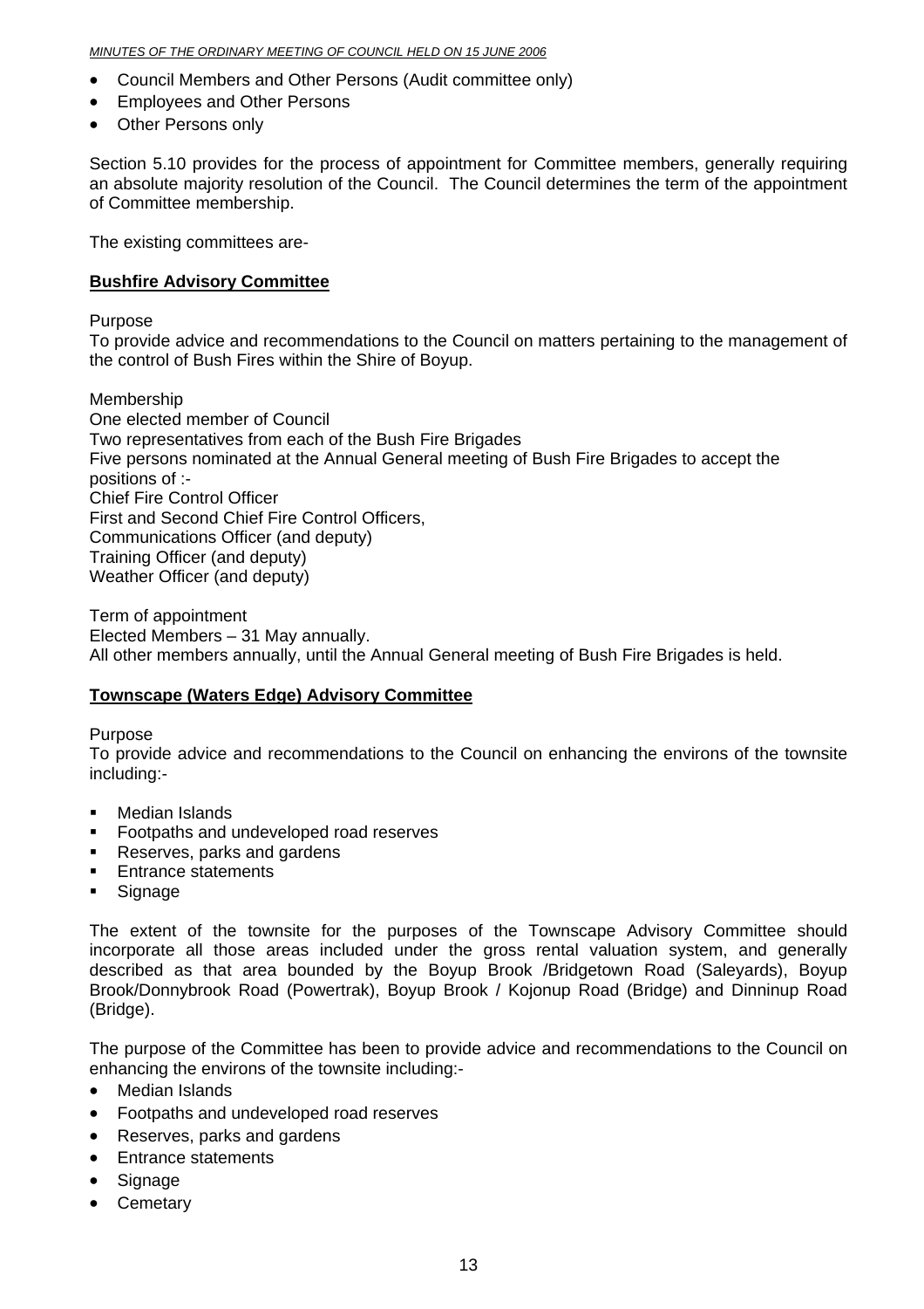- Council Members and Other Persons (Audit committee only)
- Employees and Other Persons
- Other Persons only

Section 5.10 provides for the process of appointment for Committee members, generally requiring an absolute majority resolution of the Council. The Council determines the term of the appointment of Committee membership.

The existing committees are-

**Bushfire Advisory Committee**

Purpose
To provide advice and recommendations to the Council on matters pertaining to the management of the control of Bush Fires within the Shire of Boyup.

Membership
One elected member of Council
Two representatives from each of the Bush Fire Brigades
Five persons nominated at the Annual General meeting of Bush Fire Brigades to accept the positions of :-
Chief Fire Control Officer
First and Second Chief Fire Control Officers,
Communications Officer (and deputy)
Training Officer (and deputy)
Weather Officer (and deputy)

Term of appointment
Elected Members – 31 May annually.
All other members annually, until the Annual General meeting of Bush Fire Brigades is held.

**Townscape (Waters Edge) Advisory Committee**

Purpose
To provide advice and recommendations to the Council on enhancing the environs of the townsite including:-

- Median Islands
- Footpaths and undeveloped road reserves
- Reserves, parks and gardens
- Entrance statements
- Signage

The extent of the townsite for the purposes of the Townscape Advisory Committee should incorporate all those areas included under the gross rental valuation system, and generally described as that area bounded by the Boyup Brook /Bridgetown Road (Saleyards), Boyup Brook/Donnybrook Road (Powertrak), Boyup Brook / Kojonup Road (Bridge) and Dinninup Road (Bridge).

The purpose of the Committee has been to provide advice and recommendations to the Council on enhancing the environs of the townsite including:-

- Median Islands
- Footpaths and undeveloped road reserves
- Reserves, parks and gardens
- Entrance statements
- Signage
- Cemetary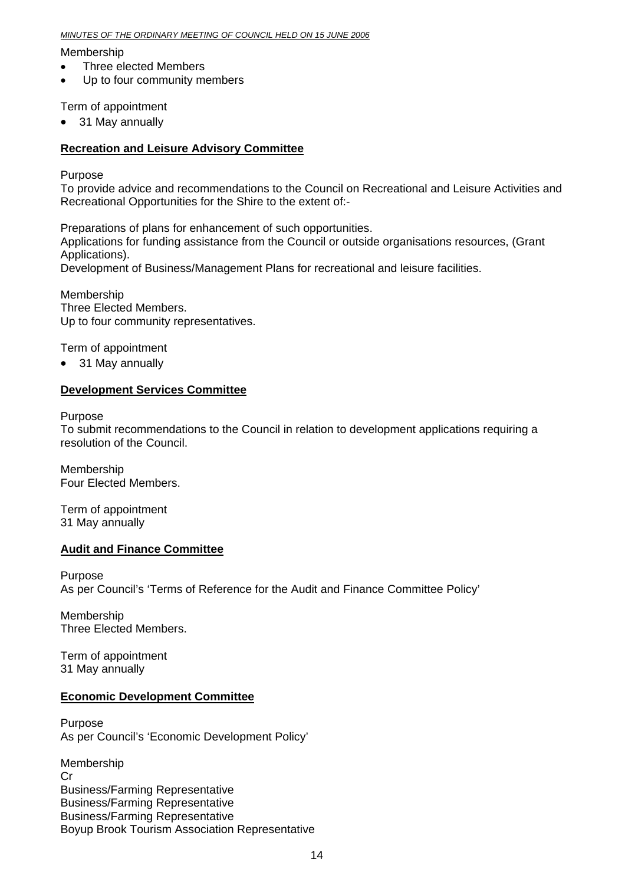Membership

- Three elected Members
- Up to four community members

Term of appointment

- 31 May annually

**Recreation and Leisure Advisory Committee**

Purpose
To provide advice and recommendations to the Council on Recreational and Leisure Activities and Recreational Opportunities for the Shire to the extent of:-

Preparations of plans for enhancement of such opportunities.
Applications for funding assistance from the Council or outside organisations resources, (Grant Applications).
Development of Business/Management Plans for recreational and leisure facilities.

Membership
Three Elected Members.
Up to four community representatives.

Term of appointment

- 31 May annually

**Development Services Committee**

Purpose
To submit recommendations to the Council in relation to development applications requiring a resolution of the Council.

Membership
Four Elected Members.

Term of appointment
31 May annually

**Audit and Finance Committee**

Purpose
As per Council's 'Terms of Reference for the Audit and Finance Committee Policy'

Membership
Three Elected Members.

Term of appointment
31 May annually

**Economic Development Committee**

Purpose
As per Council's 'Economic Development Policy'

Membership
Cr
Business/Farming Representative
Business/Farming Representative
Business/Farming Representative
Boyup Brook Tourism Association Representative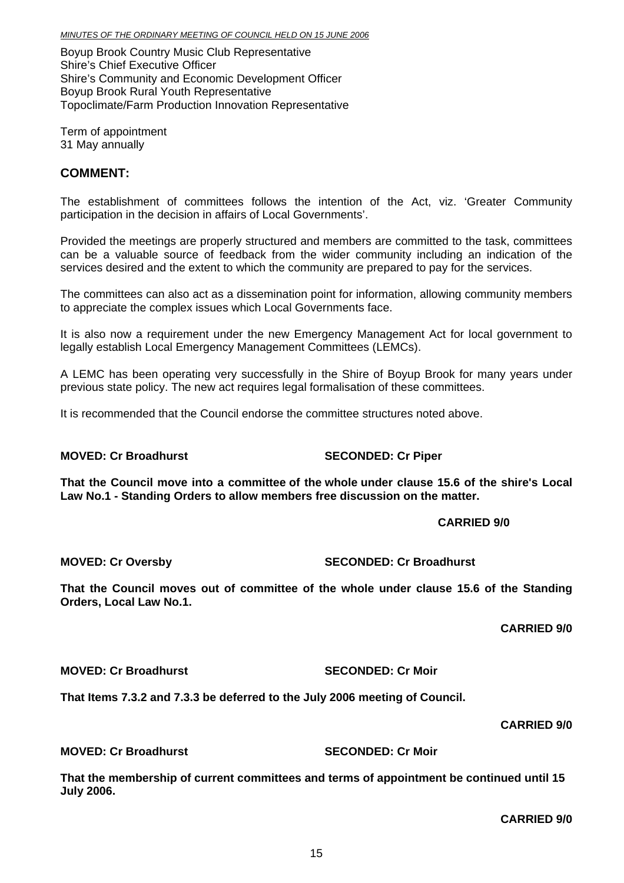Boyup Brook Country Music Club Representative
Shire's Chief Executive Officer
Shire's Community and Economic Development Officer
Boyup Brook Rural Youth Representative
Topoclimate/Farm Production Innovation Representative

Term of appointment
31 May annually

## COMMENT:

The establishment of committees follows the intention of the Act, viz. 'Greater Community participation in the decision in affairs of Local Governments'.

Provided the meetings are properly structured and members are committed to the task, committees can be a valuable source of feedback from the wider community including an indication of the services desired and the extent to which the community are prepared to pay for the services.

The committees can also act as a dissemination point for information, allowing community members to appreciate the complex issues which Local Governments face.

It is also now a requirement under the new Emergency Management Act for local government to legally establish Local Emergency Management Committees (LEMCs).

A LEMC has been operating very successfully in the Shire of Boyup Brook for many years under previous state policy. The new act requires legal formalisation of these committees.

It is recommended that the Council endorse the committee structures noted above.

**MOVED: Cr Broadhurst SECONDED: Cr Piper**

**That the Council move into a committee of the whole under clause 15.6 of the shire's Local Law No.1 - Standing Orders to allow members free discussion on the matter.**

**CARRIED 9/0**

**MOVED: Cr Oversby SECONDED: Cr Broadhurst**

**That the Council moves out of committee of the whole under clause 15.6 of the Standing Orders, Local Law No.1.**

**CARRIED 9/0**

**MOVED: Cr Broadhurst SECONDED: Cr Moir**

**That Items 7.3.2 and 7.3.3 be deferred to the July 2006 meeting of Council.**

**CARRIED 9/0**

**MOVED: Cr Broadhurst SECONDED: Cr Moir**

**That the membership of current committees and terms of appointment be continued until 15 July 2006.**

**CARRIED 9/0**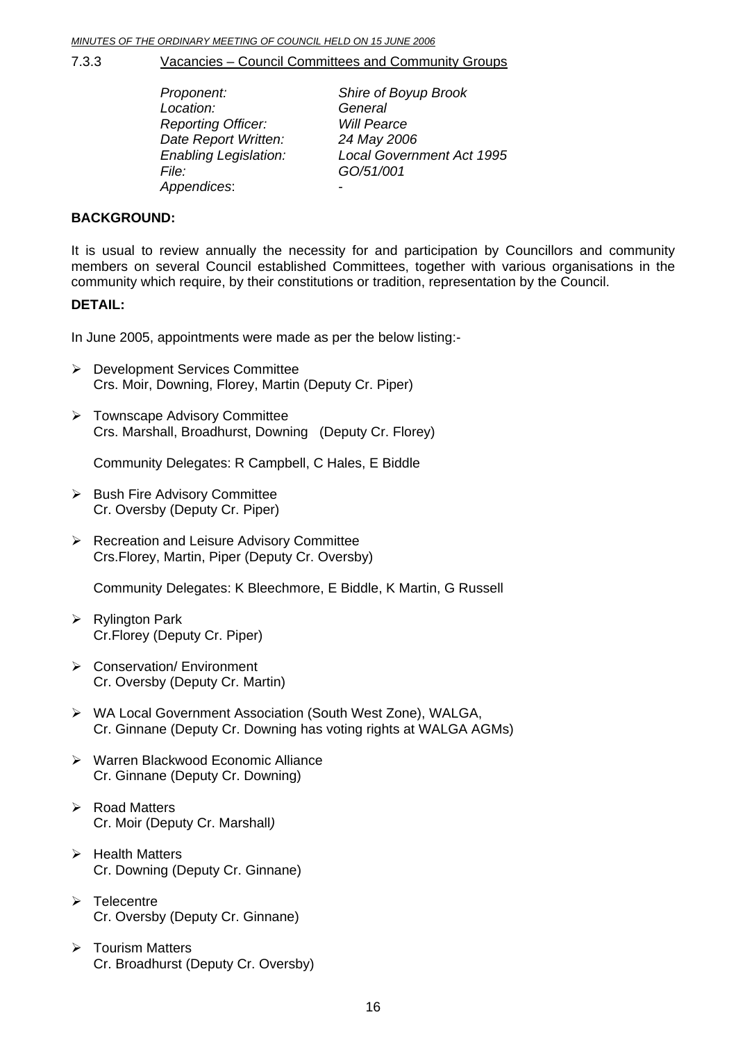### 7.3.3 Vacancies – Council Committees and Community Groups

| | |
|---|---|
| *Proponent:* | *Shire of Boyup Brook* |
| *Location:* | *General* |
| *Reporting Officer:* | *Will Pearce* |
| *Date Report Written:* | *24 May 2006* |
| *Enabling Legislation:* | *Local Government Act 1995* |
| *File:* | *GO/51/001* |
| *Appendices*: | - |

**BACKGROUND:**

It is usual to review annually the necessity for and participation by Councillors and community members on several Council established Committees, together with various organisations in the community which require, by their constitutions or tradition, representation by the Council.

**DETAIL:**

In June 2005, appointments were made as per the below listing:-

- Development Services Committee
  Crs. Moir, Downing, Florey, Martin (Deputy Cr. Piper)
- Townscape Advisory Committee
  Crs. Marshall, Broadhurst, Downing (Deputy Cr. Florey)

  Community Delegates: R Campbell, C Hales, E Biddle
- Bush Fire Advisory Committee
  Cr. Oversby (Deputy Cr. Piper)
- Recreation and Leisure Advisory Committee
  Crs.Florey, Martin, Piper (Deputy Cr. Oversby)

  Community Delegates: K Bleechmore, E Biddle, K Martin, G Russell
- Rylington Park
  Cr.Florey (Deputy Cr. Piper)
- Conservation/ Environment
  Cr. Oversby (Deputy Cr. Martin)
- WA Local Government Association (South West Zone), WALGA,
  Cr. Ginnane (Deputy Cr. Downing has voting rights at WALGA AGMs)
- Warren Blackwood Economic Alliance
  Cr. Ginnane (Deputy Cr. Downing)
- Road Matters
  Cr. Moir (Deputy Cr. Marshall*)*
- Health Matters
  Cr. Downing (Deputy Cr. Ginnane)
- Telecentre
  Cr. Oversby (Deputy Cr. Ginnane)
- Tourism Matters
  Cr. Broadhurst (Deputy Cr. Oversby)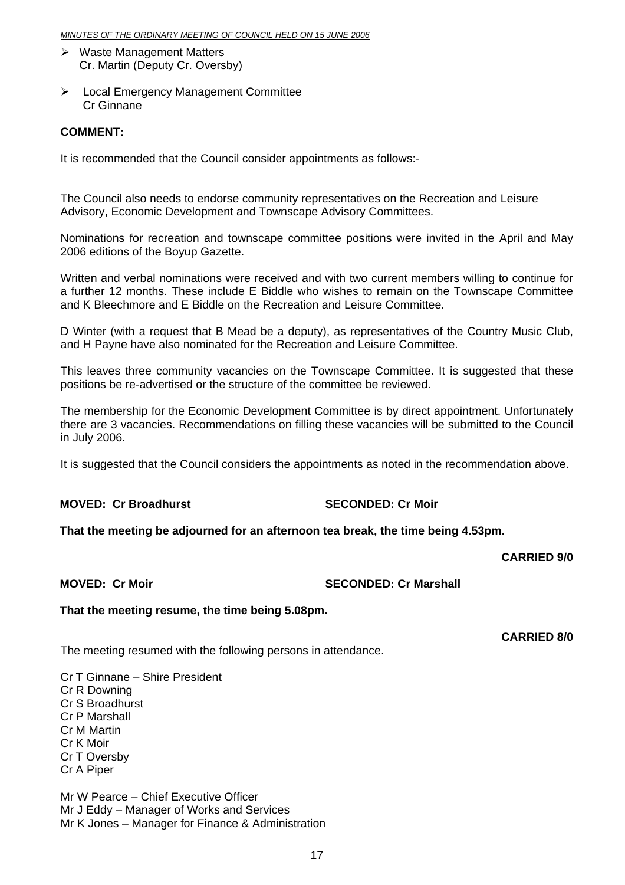- Waste Management Matters
  Cr. Martin (Deputy Cr. Oversby)

- Local Emergency Management Committee
  Cr Ginnane

**COMMENT:**

It is recommended that the Council consider appointments as follows:-

The Council also needs to endorse community representatives on the Recreation and Leisure Advisory, Economic Development and Townscape Advisory Committees.

Nominations for recreation and townscape committee positions were invited in the April and May 2006 editions of the Boyup Gazette.

Written and verbal nominations were received and with two current members willing to continue for a further 12 months. These include E Biddle who wishes to remain on the Townscape Committee and K Bleechmore and E Biddle on the Recreation and Leisure Committee.

D Winter (with a request that B Mead be a deputy), as representatives of the Country Music Club, and H Payne have also nominated for the Recreation and Leisure Committee.

This leaves three community vacancies on the Townscape Committee. It is suggested that these positions be re-advertised or the structure of the committee be reviewed.

The membership for the Economic Development Committee is by direct appointment. Unfortunately there are 3 vacancies. Recommendations on filling these vacancies will be submitted to the Council in July 2006.

It is suggested that the Council considers the appointments as noted in the recommendation above.

**MOVED: Cr Broadhurst SECONDED: Cr Moir**

**That the meeting be adjourned for an afternoon tea break, the time being 4.53pm.**

**CARRIED 9/0**

**MOVED: Cr Moir SECONDED: Cr Marshall**

**That the meeting resume, the time being 5.08pm.**

**CARRIED 8/0**

The meeting resumed with the following persons in attendance.

Cr T Ginnane – Shire President
Cr R Downing
Cr S Broadhurst
Cr P Marshall
Cr M Martin
Cr K Moir
Cr T Oversby
Cr A Piper

Mr W Pearce – Chief Executive Officer
Mr J Eddy – Manager of Works and Services
Mr K Jones – Manager for Finance & Administration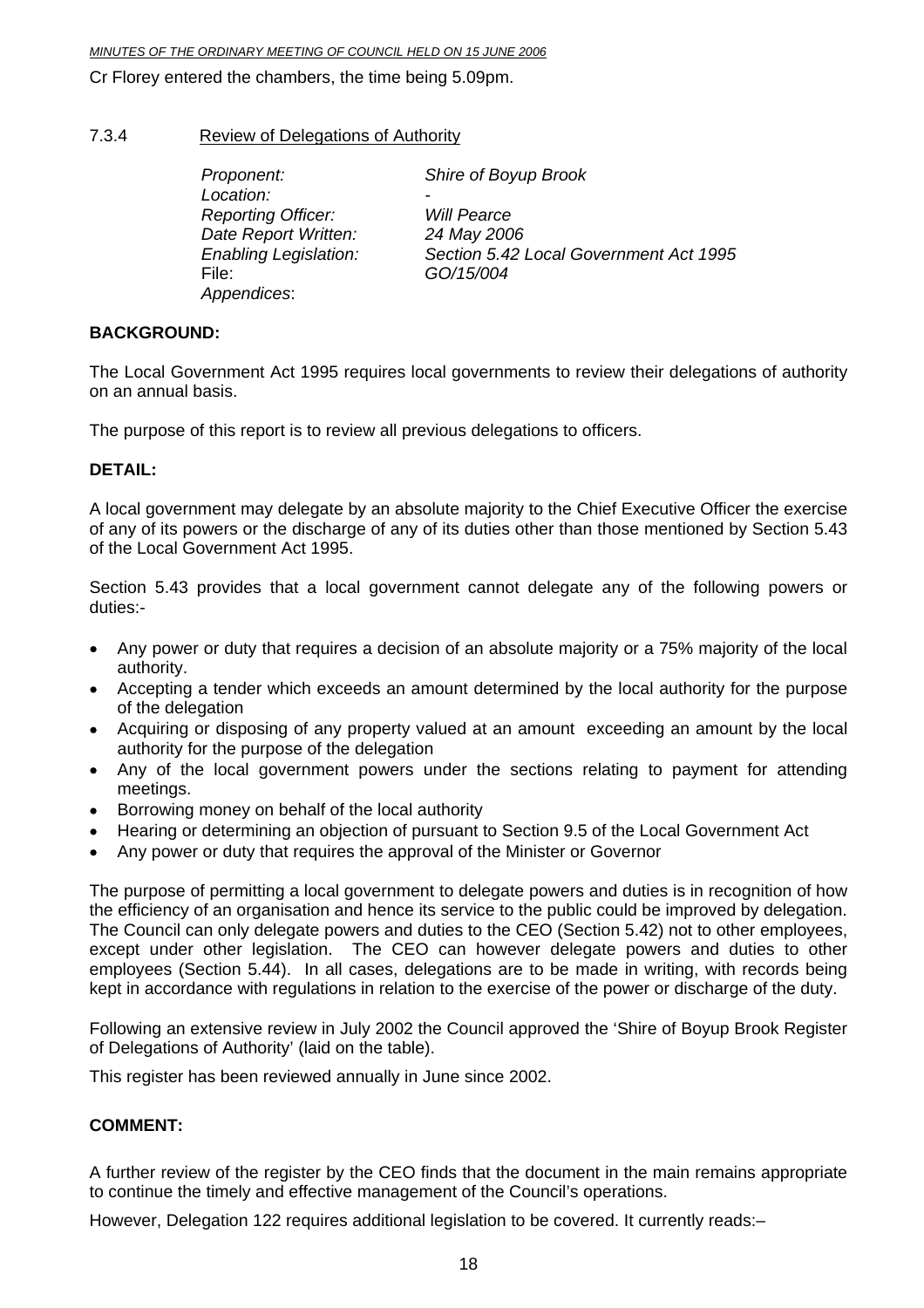Cr Florey entered the chambers, the time being 5.09pm.

## 7.3.4 Review of Delegations of Authority

| | |
|---|---|
| *Proponent:* | *Shire of Boyup Brook* |
| *Location:* | - |
| *Reporting Officer:* | *Will Pearce* |
| *Date Report Written:* | *24 May 2006* |
| *Enabling Legislation:* | *Section 5.42 Local Government Act 1995* |
| File: | *GO/15/004* |
| *Appendices*: | |

**BACKGROUND:**

The Local Government Act 1995 requires local governments to review their delegations of authority on an annual basis.

The purpose of this report is to review all previous delegations to officers.

**DETAIL:**

A local government may delegate by an absolute majority to the Chief Executive Officer the exercise of any of its powers or the discharge of any of its duties other than those mentioned by Section 5.43 of the Local Government Act 1995.

Section 5.43 provides that a local government cannot delegate any of the following powers or duties:-

- Any power or duty that requires a decision of an absolute majority or a 75% majority of the local authority.
- Accepting a tender which exceeds an amount determined by the local authority for the purpose of the delegation
- Acquiring or disposing of any property valued at an amount exceeding an amount by the local authority for the purpose of the delegation
- Any of the local government powers under the sections relating to payment for attending meetings.
- Borrowing money on behalf of the local authority
- Hearing or determining an objection of pursuant to Section 9.5 of the Local Government Act
- Any power or duty that requires the approval of the Minister or Governor

The purpose of permitting a local government to delegate powers and duties is in recognition of how the efficiency of an organisation and hence its service to the public could be improved by delegation. The Council can only delegate powers and duties to the CEO (Section 5.42) not to other employees, except under other legislation. The CEO can however delegate powers and duties to other employees (Section 5.44). In all cases, delegations are to be made in writing, with records being kept in accordance with regulations in relation to the exercise of the power or discharge of the duty.

Following an extensive review in July 2002 the Council approved the 'Shire of Boyup Brook Register of Delegations of Authority' (laid on the table).

This register has been reviewed annually in June since 2002.

**COMMENT:**

A further review of the register by the CEO finds that the document in the main remains appropriate to continue the timely and effective management of the Council's operations.

However, Delegation 122 requires additional legislation to be covered. It currently reads:–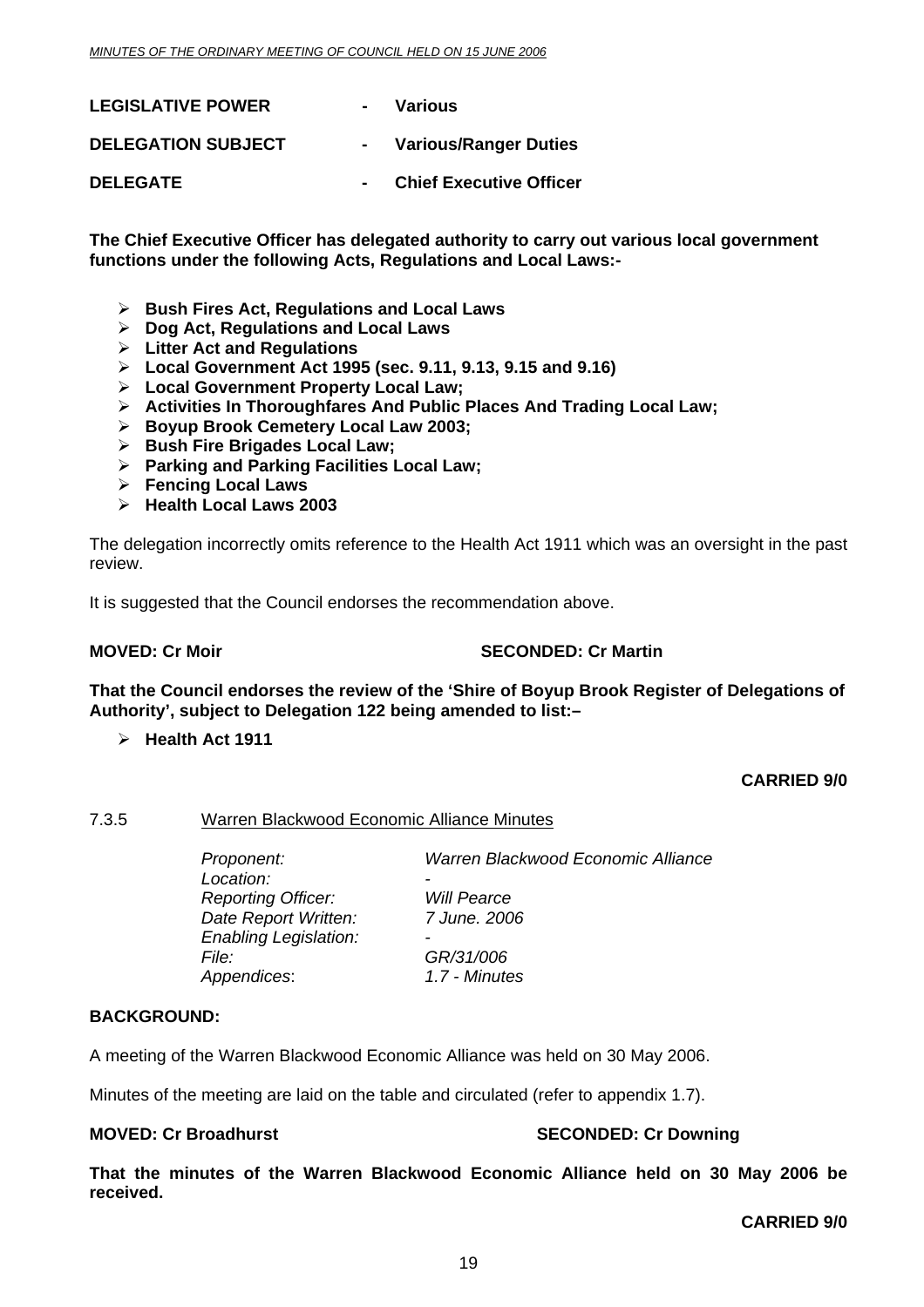**LEGISLATIVE POWER - Various**

**DELEGATION SUBJECT - Various/Ranger Duties**

**DELEGATE - Chief Executive Officer**

**The Chief Executive Officer has delegated authority to carry out various local government functions under the following Acts, Regulations and Local Laws:-**

- **Bush Fires Act, Regulations and Local Laws**
- **Dog Act, Regulations and Local Laws**
- **Litter Act and Regulations**
- **Local Government Act 1995 (sec. 9.11, 9.13, 9.15 and 9.16)**
- **Local Government Property Local Law;**
- **Activities In Thoroughfares And Public Places And Trading Local Law;**
- **Boyup Brook Cemetery Local Law 2003;**
- **Bush Fire Brigades Local Law;**
- **Parking and Parking Facilities Local Law;**
- **Fencing Local Laws**
- **Health Local Laws 2003**

The delegation incorrectly omits reference to the Health Act 1911 which was an oversight in the past review.

It is suggested that the Council endorses the recommendation above.

**MOVED: Cr Moir SECONDED: Cr Martin**

**That the Council endorses the review of the 'Shire of Boyup Brook Register of Delegations of Authority', subject to Delegation 122 being amended to list:–**

- **Health Act 1911**

**CARRIED 9/0**

### 7.3.5 Warren Blackwood Economic Alliance Minutes

*Proponent:* *Warren Blackwood Economic Alliance*
*Location:* *-*
*Reporting Officer:* *Will Pearce*
*Date Report Written:* *7 June. 2006*
*Enabling Legislation:* *-*
*File:* *GR/31/006*
*Appendices*: *1.7 - Minutes*

**BACKGROUND:**

A meeting of the Warren Blackwood Economic Alliance was held on 30 May 2006.

Minutes of the meeting are laid on the table and circulated (refer to appendix 1.7).

**MOVED: Cr Broadhurst SECONDED: Cr Downing**

**That the minutes of the Warren Blackwood Economic Alliance held on 30 May 2006 be received.**

**CARRIED 9/0**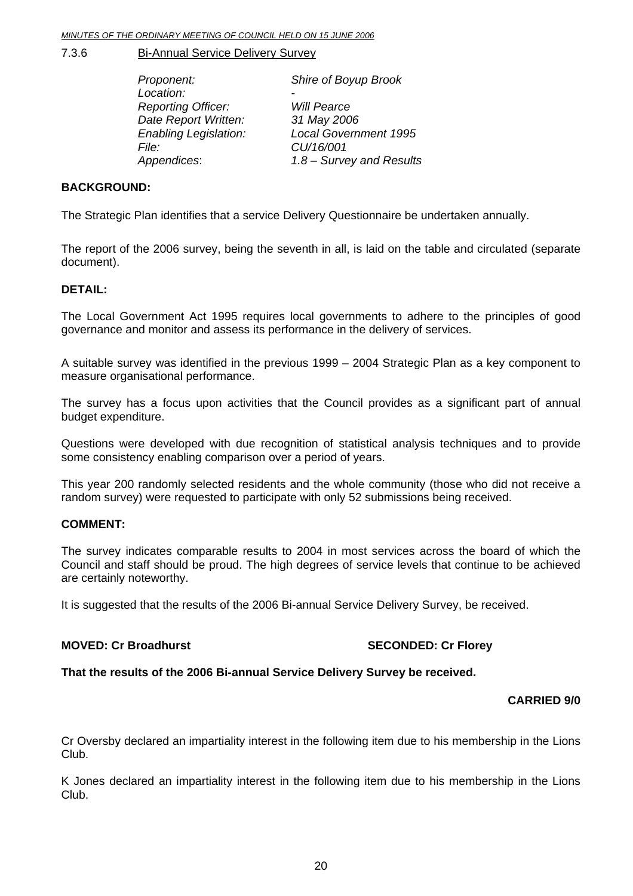7.3.6 Bi-Annual Service Delivery Survey

| | |
|---|---|
| *Proponent:* | *Shire of Boyup Brook* |
| *Location:* | *-* |
| *Reporting Officer:* | *Will Pearce* |
| *Date Report Written:* | *31 May 2006* |
| *Enabling Legislation:* | *Local Government 1995* |
| *File:* | *CU/16/001* |
| *Appendices*: | *1.8 – Survey and Results* |

**BACKGROUND:**

The Strategic Plan identifies that a service Delivery Questionnaire be undertaken annually.

The report of the 2006 survey, being the seventh in all, is laid on the table and circulated (separate document).

**DETAIL:**

The Local Government Act 1995 requires local governments to adhere to the principles of good governance and monitor and assess its performance in the delivery of services.

A suitable survey was identified in the previous 1999 – 2004 Strategic Plan as a key component to measure organisational performance.

The survey has a focus upon activities that the Council provides as a significant part of annual budget expenditure.

Questions were developed with due recognition of statistical analysis techniques and to provide some consistency enabling comparison over a period of years.

This year 200 randomly selected residents and the whole community (those who did not receive a random survey) were requested to participate with only 52 submissions being received.

**COMMENT:**

The survey indicates comparable results to 2004 in most services across the board of which the Council and staff should be proud. The high degrees of service levels that continue to be achieved are certainly noteworthy.

It is suggested that the results of the 2006 Bi-annual Service Delivery Survey, be received.

**MOVED: Cr Broadhurst** **SECONDED: Cr Florey**

**That the results of the 2006 Bi-annual Service Delivery Survey be received.**

**CARRIED 9/0**

Cr Oversby declared an impartiality interest in the following item due to his membership in the Lions Club.

K Jones declared an impartiality interest in the following item due to his membership in the Lions Club.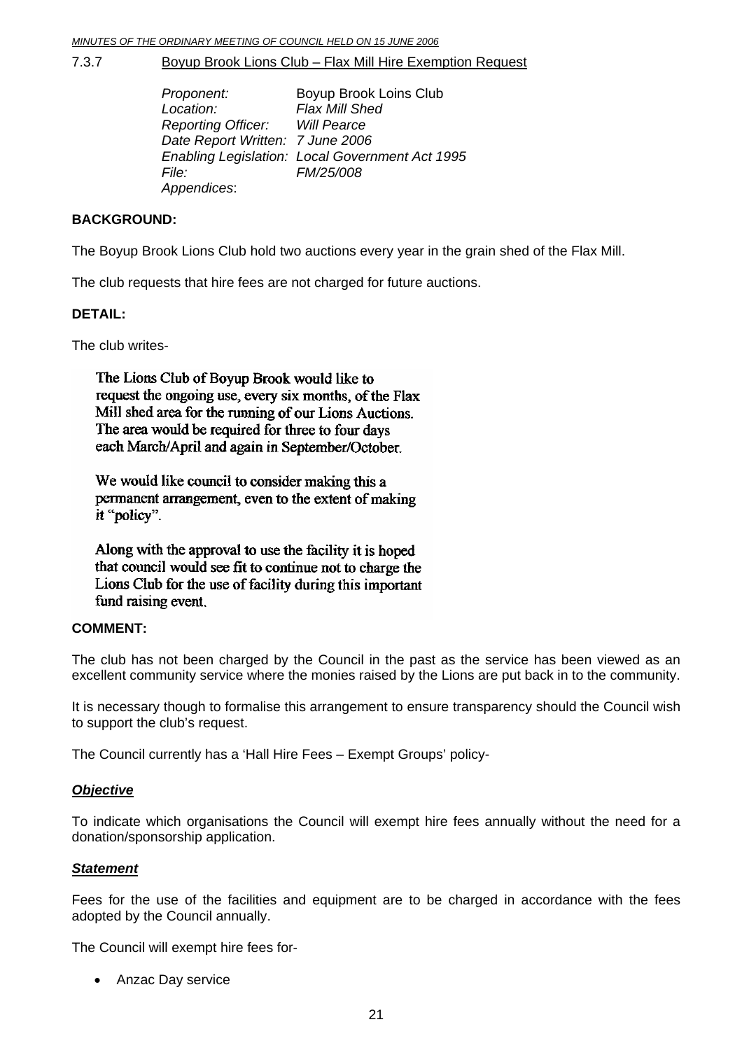7.3.7 Boyup Brook Lions Club – Flax Mill Hire Exemption Request

*Proponent:* Boyup Brook Loins Club
*Location:* *Flax Mill Shed*
*Reporting Officer:* *Will Pearce*
*Date Report Written:* *7 June 2006*
*Enabling Legislation:* *Local Government Act 1995*
*File:* *FM/25/008*
*Appendices*:

**BACKGROUND:**

The Boyup Brook Lions Club hold two auctions every year in the grain shed of the Flax Mill.

The club requests that hire fees are not charged for future auctions.

**DETAIL:**

The club writes-

> The Lions Club of Boyup Brook would like to request the ongoing use, every six months, of the Flax Mill shed area for the running of our Lions Auctions. The area would be required for three to four days each March/April and again in September/October.
>
> We would like council to consider making this a permanent arrangement, even to the extent of making it "policy".
>
> Along with the approval to use the facility it is hoped that council would see fit to continue not to charge the Lions Club for the use of facility during this important fund raising event.

**COMMENT:**

The club has not been charged by the Council in the past as the service has been viewed as an excellent community service where the monies raised by the Lions are put back in to the community.

It is necessary though to formalise this arrangement to ensure transparency should the Council wish to support the club's request.

The Council currently has a 'Hall Hire Fees – Exempt Groups' policy-

***Objective***

To indicate which organisations the Council will exempt hire fees annually without the need for a donation/sponsorship application.

***Statement***

Fees for the use of the facilities and equipment are to be charged in accordance with the fees adopted by the Council annually.

The Council will exempt hire fees for-

- Anzac Day service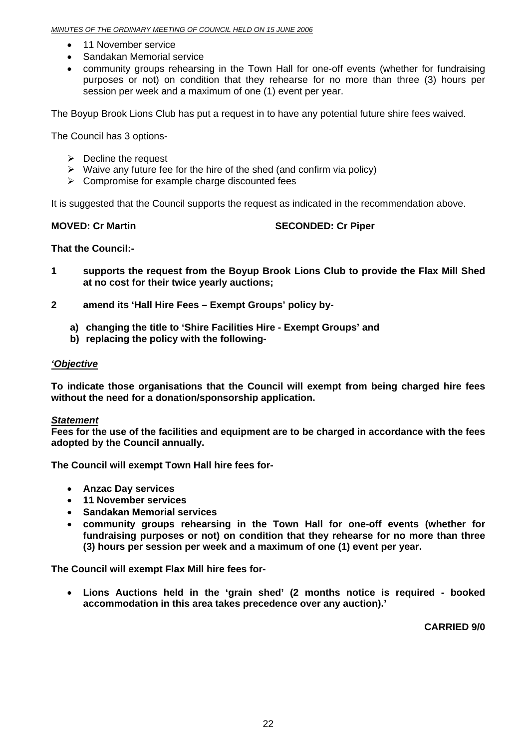- 11 November service
- Sandakan Memorial service
- community groups rehearsing in the Town Hall for one-off events (whether for fundraising purposes or not) on condition that they rehearse for no more than three (3) hours per session per week and a maximum of one (1) event per year.

The Boyup Brook Lions Club has put a request in to have any potential future shire fees waived.

The Council has 3 options-

- Decline the request
- Waive any future fee for the hire of the shed (and confirm via policy)
- Compromise for example charge discounted fees

It is suggested that the Council supports the request as indicated in the recommendation above.

**MOVED: Cr Martin** **SECONDED: Cr Piper**

**That the Council:-**

**1 supports the request from the Boyup Brook Lions Club to provide the Flax Mill Shed at no cost for their twice yearly auctions;**

**2 amend its 'Hall Hire Fees – Exempt Groups' policy by-**

**a) changing the title to 'Shire Facilities Hire - Exempt Groups' and**
**b) replacing the policy with the following-**

***'Objective***

**To indicate those organisations that the Council will exempt from being charged hire fees without the need for a donation/sponsorship application.**

***Statement***
**Fees for the use of the facilities and equipment are to be charged in accordance with the fees adopted by the Council annually.**

**The Council will exempt Town Hall hire fees for-**

- **Anzac Day services**
- **11 November services**
- **Sandakan Memorial services**
- **community groups rehearsing in the Town Hall for one-off events (whether for fundraising purposes or not) on condition that they rehearse for no more than three (3) hours per session per week and a maximum of one (1) event per year.**

**The Council will exempt Flax Mill hire fees for-**

- **Lions Auctions held in the 'grain shed' (2 months notice is required - booked accommodation in this area takes precedence over any auction).'**

**CARRIED 9/0**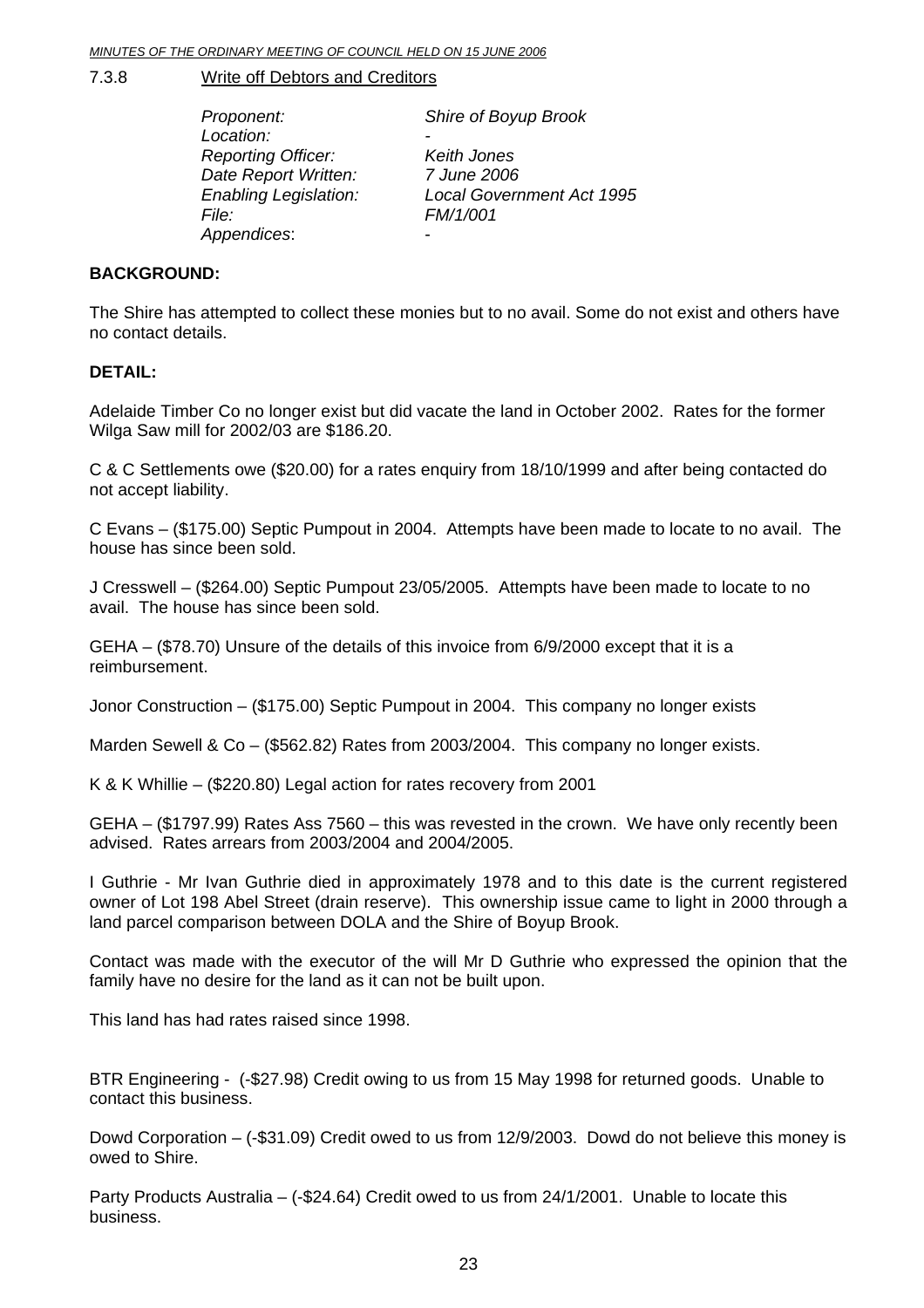### 7.3.8 Write off Debtors and Creditors

| | |
|---|---|
| *Proponent:* | *Shire of Boyup Brook* |
| *Location:* | - |
| *Reporting Officer:* | *Keith Jones* |
| *Date Report Written:* | *7 June 2006* |
| *Enabling Legislation:* | *Local Government Act 1995* |
| *File:* | *FM/1/001* |
| *Appendices*: | - |

**BACKGROUND:**

The Shire has attempted to collect these monies but to no avail. Some do not exist and others have no contact details.

**DETAIL:**

Adelaide Timber Co no longer exist but did vacate the land in October 2002. Rates for the former Wilga Saw mill for 2002/03 are $186.20.

C & C Settlements owe ($20.00) for a rates enquiry from 18/10/1999 and after being contacted do not accept liability.

C Evans – ($175.00) Septic Pumpout in 2004. Attempts have been made to locate to no avail. The house has since been sold.

J Cresswell – ($264.00) Septic Pumpout 23/05/2005. Attempts have been made to locate to no avail. The house has since been sold.

GEHA – ($78.70) Unsure of the details of this invoice from 6/9/2000 except that it is a reimbursement.

Jonor Construction – ($175.00) Septic Pumpout in 2004. This company no longer exists

Marden Sewell & Co – ($562.82) Rates from 2003/2004. This company no longer exists.

K & K Whillie – ($220.80) Legal action for rates recovery from 2001

GEHA – ($1797.99) Rates Ass 7560 – this was revested in the crown. We have only recently been advised. Rates arrears from 2003/2004 and 2004/2005.

I Guthrie - Mr Ivan Guthrie died in approximately 1978 and to this date is the current registered owner of Lot 198 Abel Street (drain reserve). This ownership issue came to light in 2000 through a land parcel comparison between DOLA and the Shire of Boyup Brook.

Contact was made with the executor of the will Mr D Guthrie who expressed the opinion that the family have no desire for the land as it can not be built upon.

This land has had rates raised since 1998.

BTR Engineering - (-$27.98) Credit owing to us from 15 May 1998 for returned goods. Unable to contact this business.

Dowd Corporation – (-$31.09) Credit owed to us from 12/9/2003. Dowd do not believe this money is owed to Shire.

Party Products Australia – (-$24.64) Credit owed to us from 24/1/2001. Unable to locate this business.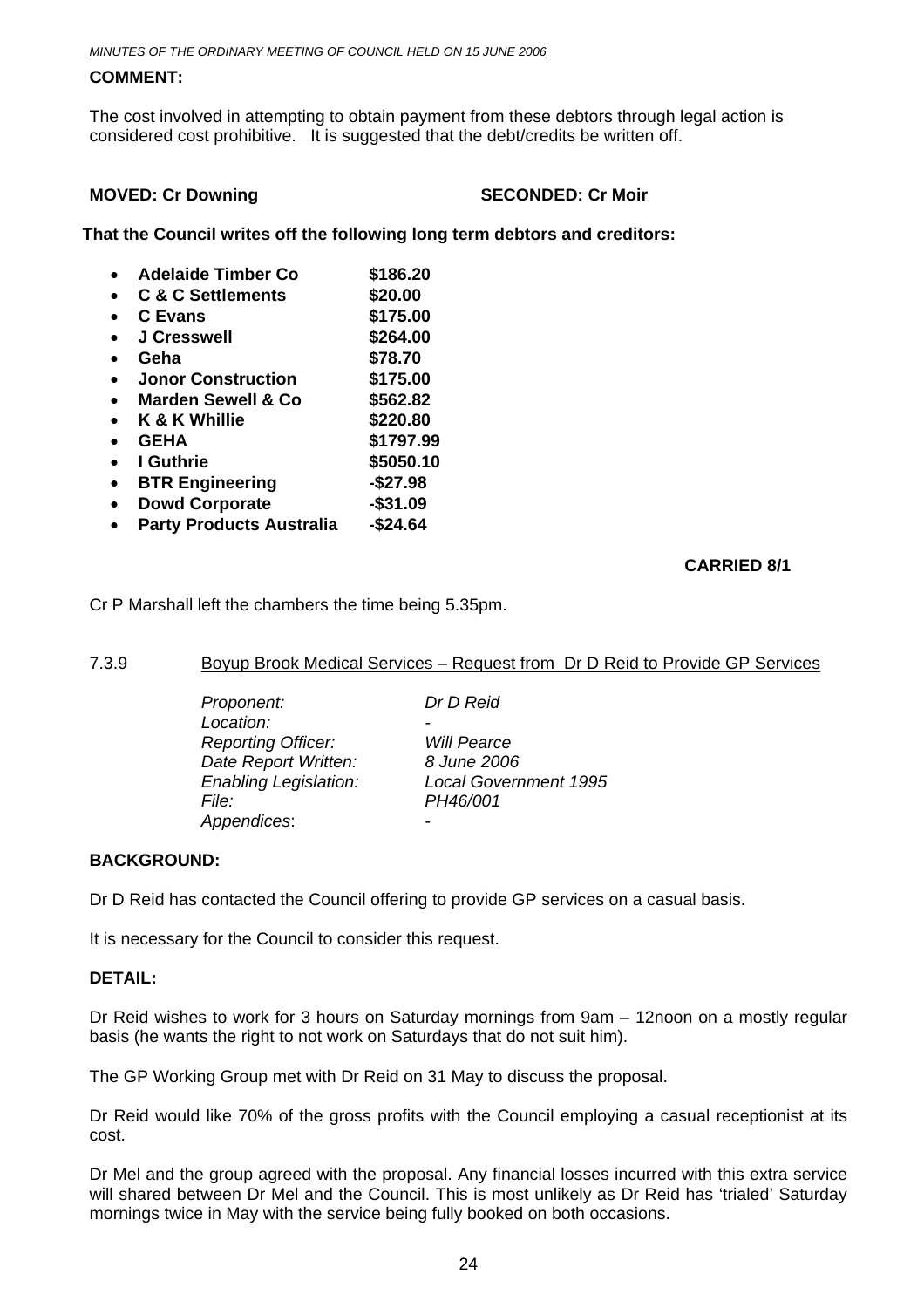**COMMENT:**

The cost involved in attempting to obtain payment from these debtors through legal action is considered cost prohibitive. It is suggested that the debt/credits be written off.

**MOVED: Cr Downing** **SECONDED: Cr Moir**

**That the Council writes off the following long term debtors and creditors:**

- **Adelaide Timber Co $186.20**
- **C & C Settlements $20.00**
- **C Evans $175.00**
- **J Cresswell $264.00**
- **Geha $78.70**
- **Jonor Construction $175.00**
- **Marden Sewell & Co $562.82**
- **K & K Whillie $220.80**
- **GEHA $1797.99**
- **I Guthrie $5050.10**
- **BTR Engineering -$27.98**
- **Dowd Corporate -$31.09**
- **Party Products Australia -$24.64**

**CARRIED 8/1**

Cr P Marshall left the chambers the time being 5.35pm.

7.3.9 Boyup Brook Medical Services – Request from Dr D Reid to Provide GP Services

*Proponent:* *Dr D Reid*
*Location:* -
*Reporting Officer:* *Will Pearce*
*Date Report Written:* *8 June 2006*
*Enabling Legislation:* *Local Government 1995*
*File:* *PH46/001*
*Appendices*: -

**BACKGROUND:**

Dr D Reid has contacted the Council offering to provide GP services on a casual basis.

It is necessary for the Council to consider this request.

**DETAIL:**

Dr Reid wishes to work for 3 hours on Saturday mornings from 9am – 12noon on a mostly regular basis (he wants the right to not work on Saturdays that do not suit him).

The GP Working Group met with Dr Reid on 31 May to discuss the proposal.

Dr Reid would like 70% of the gross profits with the Council employing a casual receptionist at its cost.

Dr Mel and the group agreed with the proposal. Any financial losses incurred with this extra service will shared between Dr Mel and the Council. This is most unlikely as Dr Reid has 'trialed' Saturday mornings twice in May with the service being fully booked on both occasions.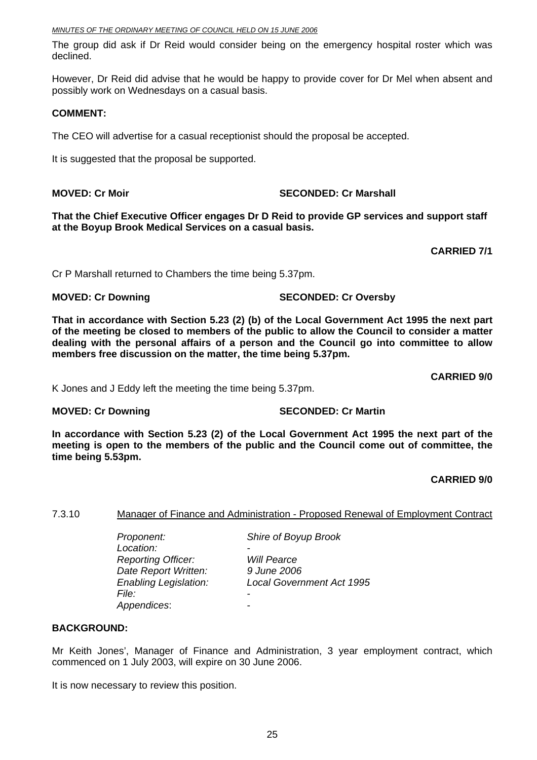The group did ask if Dr Reid would consider being on the emergency hospital roster which was declined.

However, Dr Reid did advise that he would be happy to provide cover for Dr Mel when absent and possibly work on Wednesdays on a casual basis.

**COMMENT:**

The CEO will advertise for a casual receptionist should the proposal be accepted.

It is suggested that the proposal be supported.

**MOVED: Cr Moir** **SECONDED: Cr Marshall**

**That the Chief Executive Officer engages Dr D Reid to provide GP services and support staff at the Boyup Brook Medical Services on a casual basis.**

**CARRIED 7/1**

Cr P Marshall returned to Chambers the time being 5.37pm.

**MOVED: Cr Downing** **SECONDED: Cr Oversby**

**That in accordance with Section 5.23 (2) (b) of the Local Government Act 1995 the next part of the meeting be closed to members of the public to allow the Council to consider a matter dealing with the personal affairs of a person and the Council go into committee to allow members free discussion on the matter, the time being 5.37pm.**

**CARRIED 9/0**

K Jones and J Eddy left the meeting the time being 5.37pm.

**MOVED: Cr Downing** **SECONDED: Cr Martin**

**In accordance with Section 5.23 (2) of the Local Government Act 1995 the next part of the meeting is open to the members of the public and the Council come out of committee, the time being 5.53pm.**

**CARRIED 9/0**

### 7.3.10 Manager of Finance and Administration - Proposed Renewal of Employment Contract

*Proponent:* *Shire of Boyup Brook*
*Location:* -
*Reporting Officer:* *Will Pearce*
*Date Report Written:* *9 June 2006*
*Enabling Legislation:* *Local Government Act 1995*
*File:* -
*Appendices*: -

**BACKGROUND:**

Mr Keith Jones', Manager of Finance and Administration, 3 year employment contract, which commenced on 1 July 2003, will expire on 30 June 2006.

It is now necessary to review this position.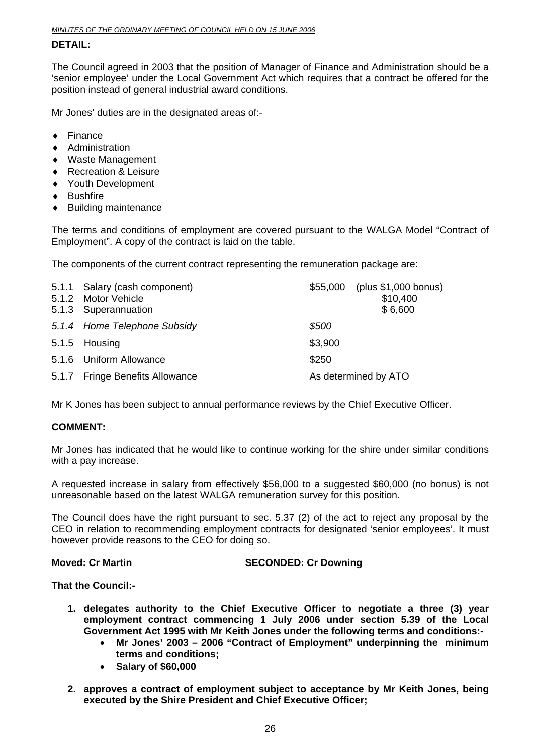**DETAIL:**

The Council agreed in 2003 that the position of Manager of Finance and Administration should be a 'senior employee' under the Local Government Act which requires that a contract be offered for the position instead of general industrial award conditions.

Mr Jones' duties are in the designated areas of:-

- Finance
- Administration
- Waste Management
- Recreation & Leisure
- Youth Development
- Bushfire
- Building maintenance

The terms and conditions of employment are covered pursuant to the WALGA Model "Contract of Employment". A copy of the contract is laid on the table.

The components of the current contract representing the remuneration package are:

| | | |
|---|---|---|
| 5.1.1 | Salary (cash component) | \$55,000 (plus \$1,000 bonus) |
| 5.1.2 | Motor Vehicle | \$10,400 |
| 5.1.3 | Superannuation | \$ 6,600 |
| *5.1.4* | *Home Telephone Subsidy* | *\$500* |
| 5.1.5 | Housing | \$3,900 |
| 5.1.6 | Uniform Allowance | \$250 |
| 5.1.7 | Fringe Benefits Allowance | As determined by ATO |

Mr K Jones has been subject to annual performance reviews by the Chief Executive Officer.

**COMMENT:**

Mr Jones has indicated that he would like to continue working for the shire under similar conditions with a pay increase.

A requested increase in salary from effectively \$56,000 to a suggested \$60,000 (no bonus) is not unreasonable based on the latest WALGA remuneration survey for this position.

The Council does have the right pursuant to sec. 5.37 (2) of the act to reject any proposal by the CEO in relation to recommending employment contracts for designated 'senior employees'. It must however provide reasons to the CEO for doing so.

**Moved: Cr Martin** **SECONDED: Cr Downing**

**That the Council:-**

1. **delegates authority to the Chief Executive Officer to negotiate a three (3) year employment contract commencing 1 July 2006 under section 5.39 of the Local Government Act 1995 with Mr Keith Jones under the following terms and conditions:-**
   - **Mr Jones' 2003 – 2006 "Contract of Employment" underpinning the minimum terms and conditions;**
   - **Salary of \$60,000**
2. **approves a contract of employment subject to acceptance by Mr Keith Jones, being executed by the Shire President and Chief Executive Officer;**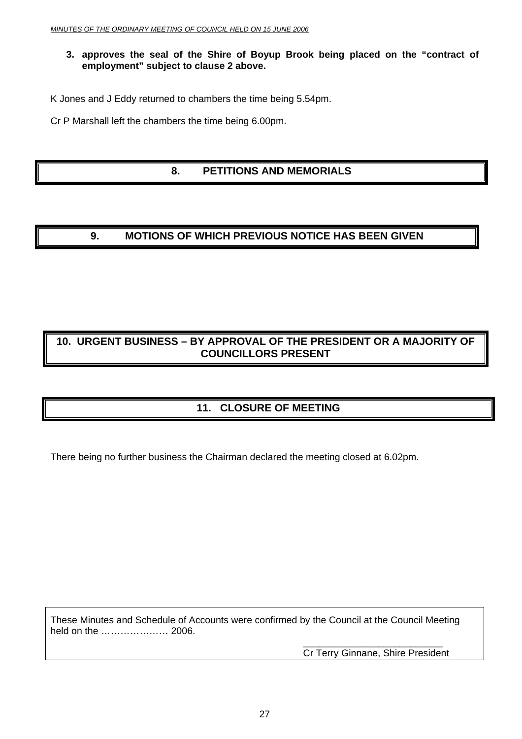3. **approves the seal of the Shire of Boyup Brook being placed on the "contract of employment" subject to clause 2 above.**

K Jones and J Eddy returned to chambers the time being 5.54pm.

Cr P Marshall left the chambers the time being 6.00pm.

## 8. PETITIONS AND MEMORIALS

## 9. MOTIONS OF WHICH PREVIOUS NOTICE HAS BEEN GIVEN

## 10. URGENT BUSINESS – BY APPROVAL OF THE PRESIDENT OR A MAJORITY OF COUNCILLORS PRESENT

## 11. CLOSURE OF MEETING

There being no further business the Chairman declared the meeting closed at 6.02pm.

These Minutes and Schedule of Accounts were confirmed by the Council at the Council Meeting held on the ………………… 2006.

___________________________

Cr Terry Ginnane, Shire President